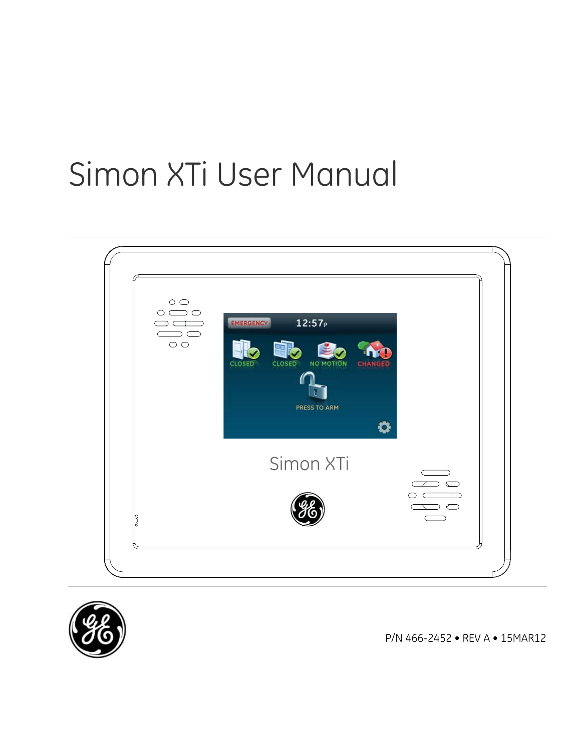# Simon XTi User Manual

P/N 466-2452 • REV A • 15MAR12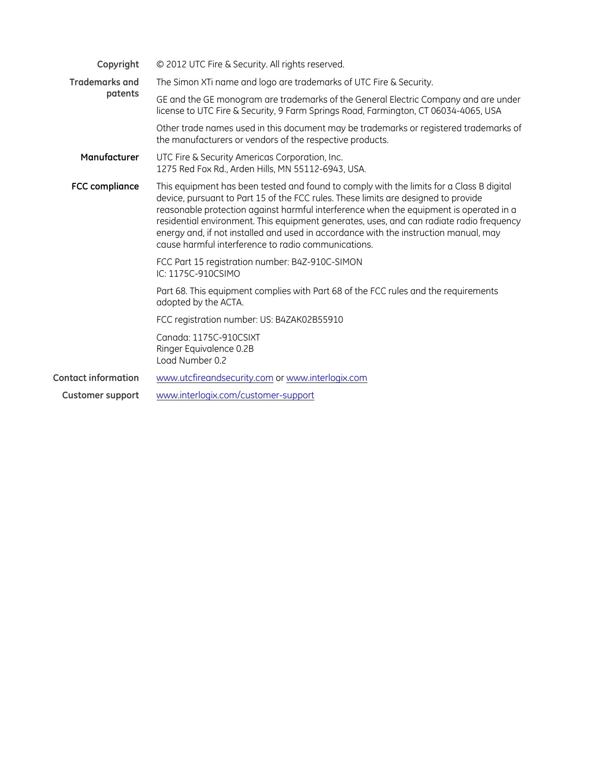**Copyright** © 2012 UTC Fire & Security. All rights reserved.

**Trademarks and patents** The Simon XTi name and logo are trademarks of UTC Fire & Security.

GE and the GE monogram are trademarks of the General Electric Company and are under license to UTC Fire & Security, 9 Farm Springs Road, Farmington, CT 06034-4065, USA

Other trade names used in this document may be trademarks or registered trademarks of the manufacturers or vendors of the respective products.

**Manufacturer** UTC Fire & Security Americas Corporation, Inc.
1275 Red Fox Rd., Arden Hills, MN 55112-6943, USA.

**FCC compliance** This equipment has been tested and found to comply with the limits for a Class B digital device, pursuant to Part 15 of the FCC rules. These limits are designed to provide reasonable protection against harmful interference when the equipment is operated in a residential environment. This equipment generates, uses, and can radiate radio frequency energy and, if not installed and used in accordance with the instruction manual, may cause harmful interference to radio communications.

FCC Part 15 registration number: B4Z-910C-SIMON
IC: 1175C-910CSIMO

Part 68. This equipment complies with Part 68 of the FCC rules and the requirements adopted by the ACTA.

FCC registration number: US: B4ZAK02B55910

Canada: 1175C-910CSIXT
Ringer Equivalence 0.2B
Load Number 0.2

**Contact information** www.utcfireandsecurity.com or www.interlogix.com

**Customer support** www.interlogix.com/customer-support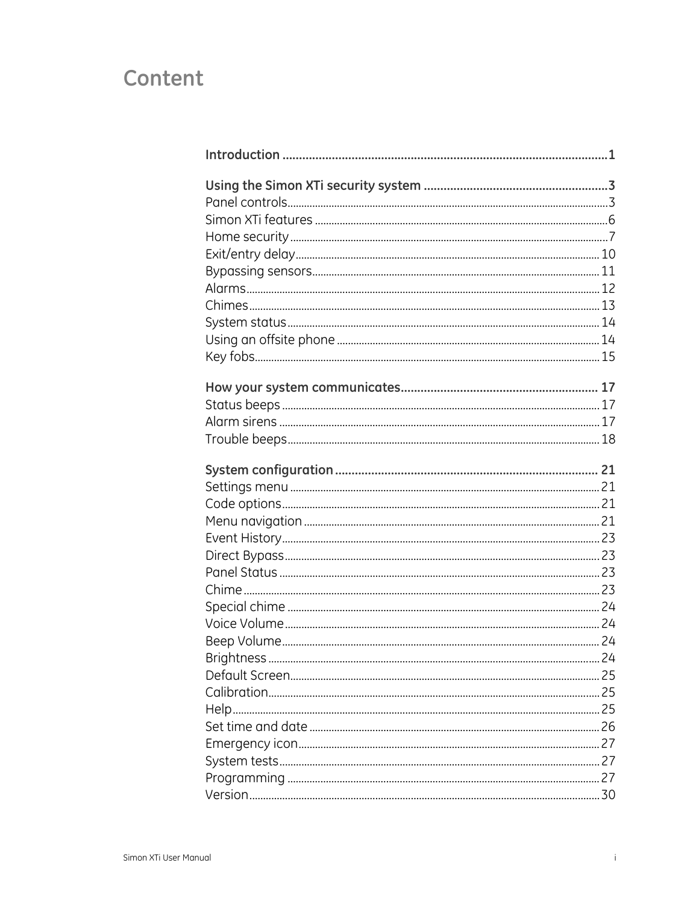# Content

**Introduction** .................................................................................................1

**Using the Simon XTi security system** .......................................................3

Panel controls.................................................................................................3
Simon XTi features ........................................................................................6
Home security.................................................................................................7
Exit/entry delay............................................................................................10
Bypassing sensors.......................................................................................11
Alarms.............................................................................................................12
Chimes............................................................................................................13
System status...............................................................................................14
Using an offsite phone ...............................................................................14
Key fobs..........................................................................................................15

**How your system communicates**........................................................... 17

Status beeps.................................................................................................17
Alarm sirens .................................................................................................17
Trouble beeps...............................................................................................18

**System configuration** ............................................................................... 21

Settings menu ..............................................................................................21
Code options.................................................................................................21
Menu navigation ..........................................................................................21
Event History.................................................................................................23
Direct Bypass................................................................................................23
Panel Status .................................................................................................23
Chime ..............................................................................................................23
Special chime ...............................................................................................24
Voice Volume.................................................................................................24
Beep Volume.................................................................................................24
Brightness .....................................................................................................24
Default Screen..............................................................................................25
Calibration.....................................................................................................25
Help.................................................................................................................25
Set time and date .......................................................................................26
Emergency icon............................................................................................27
System tests.................................................................................................27
Programming ...............................................................................................27
Version............................................................................................................30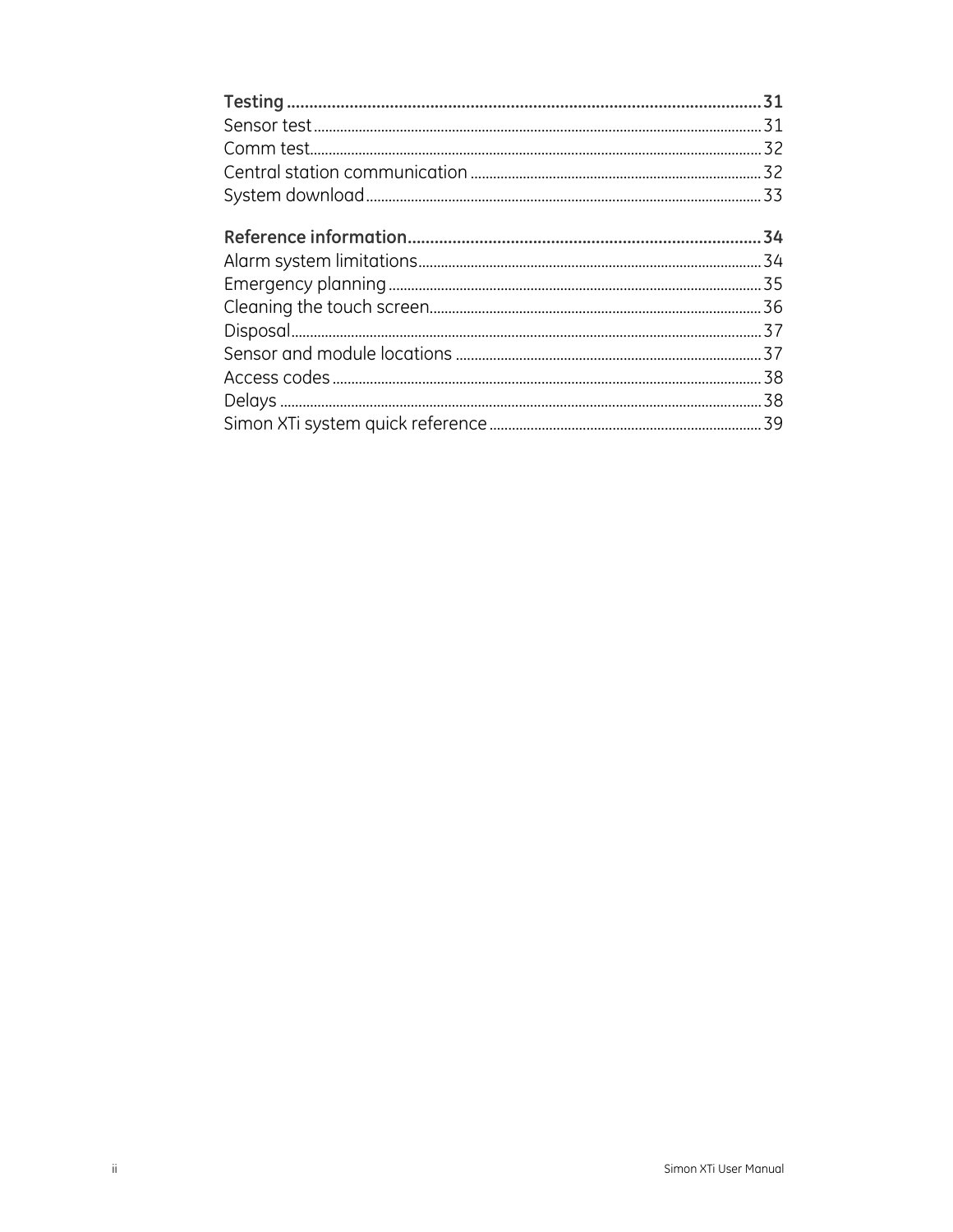**Testing** .......... **31**

Sensor test .......... 31

Comm test .......... 32

Central station communication .......... 32

System download .......... 33

**Reference information** .......... **34**

Alarm system limitations .......... 34

Emergency planning .......... 35

Cleaning the touch screen .......... 36

Disposal .......... 37

Sensor and module locations .......... 37

Access codes .......... 38

Delays .......... 38

Simon XTi system quick reference .......... 39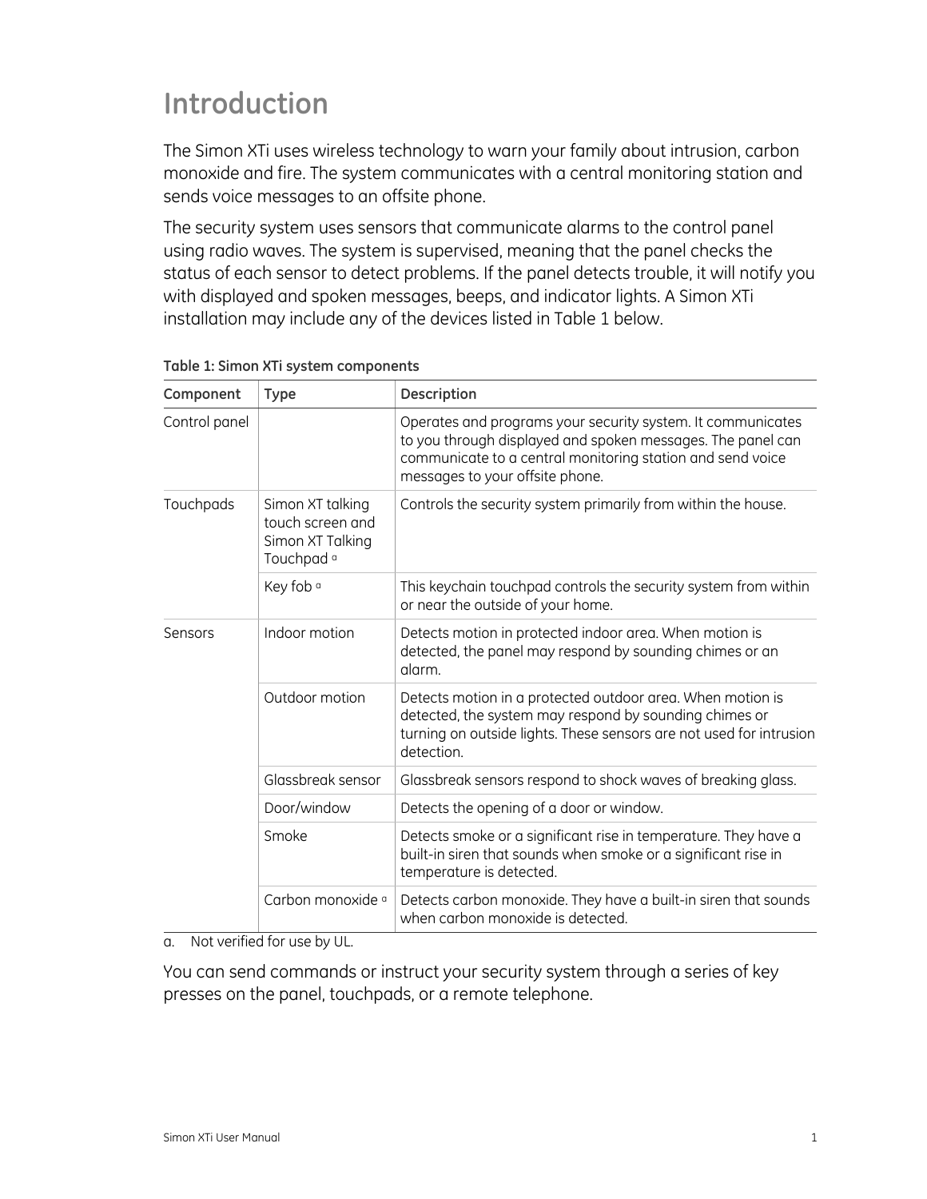# Introduction

The Simon XTi uses wireless technology to warn your family about intrusion, carbon monoxide and fire. The system communicates with a central monitoring station and sends voice messages to an offsite phone.

The security system uses sensors that communicate alarms to the control panel using radio waves. The system is supervised, meaning that the panel checks the status of each sensor to detect problems. If the panel detects trouble, it will notify you with displayed and spoken messages, beeps, and indicator lights. A Simon XTi installation may include any of the devices listed in Table 1 below.

**Table 1: Simon XTi system components**

| Component | Type | Description |
|---|---|---|
| Control panel | | Operates and programs your security system. It communicates to you through displayed and spoken messages. The panel can communicate to a central monitoring station and send voice messages to your offsite phone. |
| Touchpads | Simon XT talking touch screen and Simon XT Talking Touchpad [a] | Controls the security system primarily from within the house. |
| | Key fob [a] | This keychain touchpad controls the security system from within or near the outside of your home. |
| Sensors | Indoor motion | Detects motion in protected indoor area. When motion is detected, the panel may respond by sounding chimes or an alarm. |
| | Outdoor motion | Detects motion in a protected outdoor area. When motion is detected, the system may respond by sounding chimes or turning on outside lights. These sensors are not used for intrusion detection. |
| | Glassbreak sensor | Glassbreak sensors respond to shock waves of breaking glass. |
| | Door/window | Detects the opening of a door or window. |
| | Smoke | Detects smoke or a significant rise in temperature. They have a built-in siren that sounds when smoke or a significant rise in temperature is detected. |
| | Carbon monoxide [a] | Detects carbon monoxide. They have a built-in siren that sounds when carbon monoxide is detected. |

a. Not verified for use by UL.

You can send commands or instruct your security system through a series of key presses on the panel, touchpads, or a remote telephone.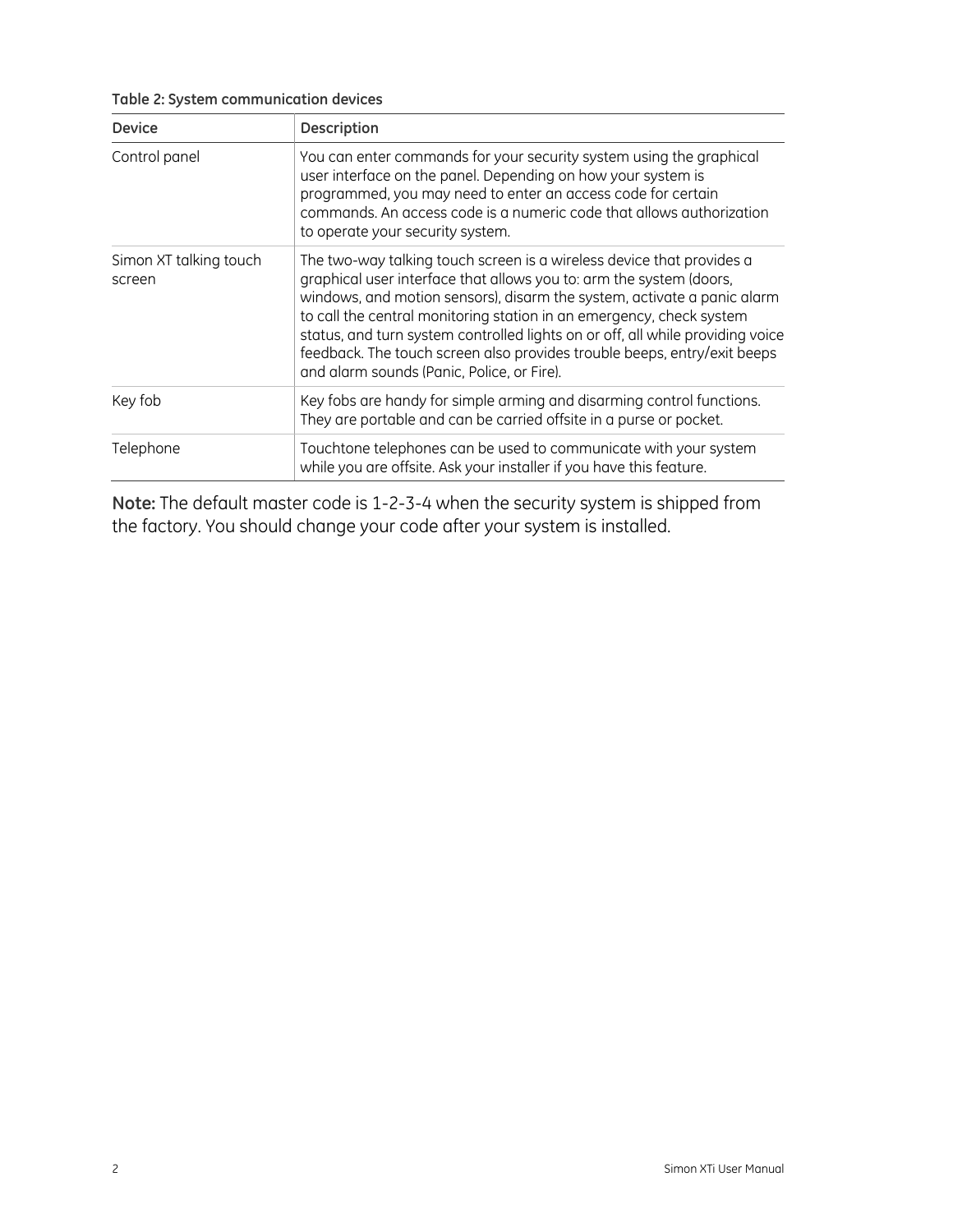**Table 2: System communication devices**

| Device | Description |
|---|---|
| Control panel | You can enter commands for your security system using the graphical user interface on the panel. Depending on how your system is programmed, you may need to enter an access code for certain commands. An access code is a numeric code that allows authorization to operate your security system. |
| Simon XT talking touch screen | The two-way talking touch screen is a wireless device that provides a graphical user interface that allows you to: arm the system (doors, windows, and motion sensors), disarm the system, activate a panic alarm to call the central monitoring station in an emergency, check system status, and turn system controlled lights on or off, all while providing voice feedback. The touch screen also provides trouble beeps, entry/exit beeps and alarm sounds (Panic, Police, or Fire). |
| Key fob | Key fobs are handy for simple arming and disarming control functions. They are portable and can be carried offsite in a purse or pocket. |
| Telephone | Touchtone telephones can be used to communicate with your system while you are offsite. Ask your installer if you have this feature. |

**Note:** The default master code is 1-2-3-4 when the security system is shipped from the factory. You should change your code after your system is installed.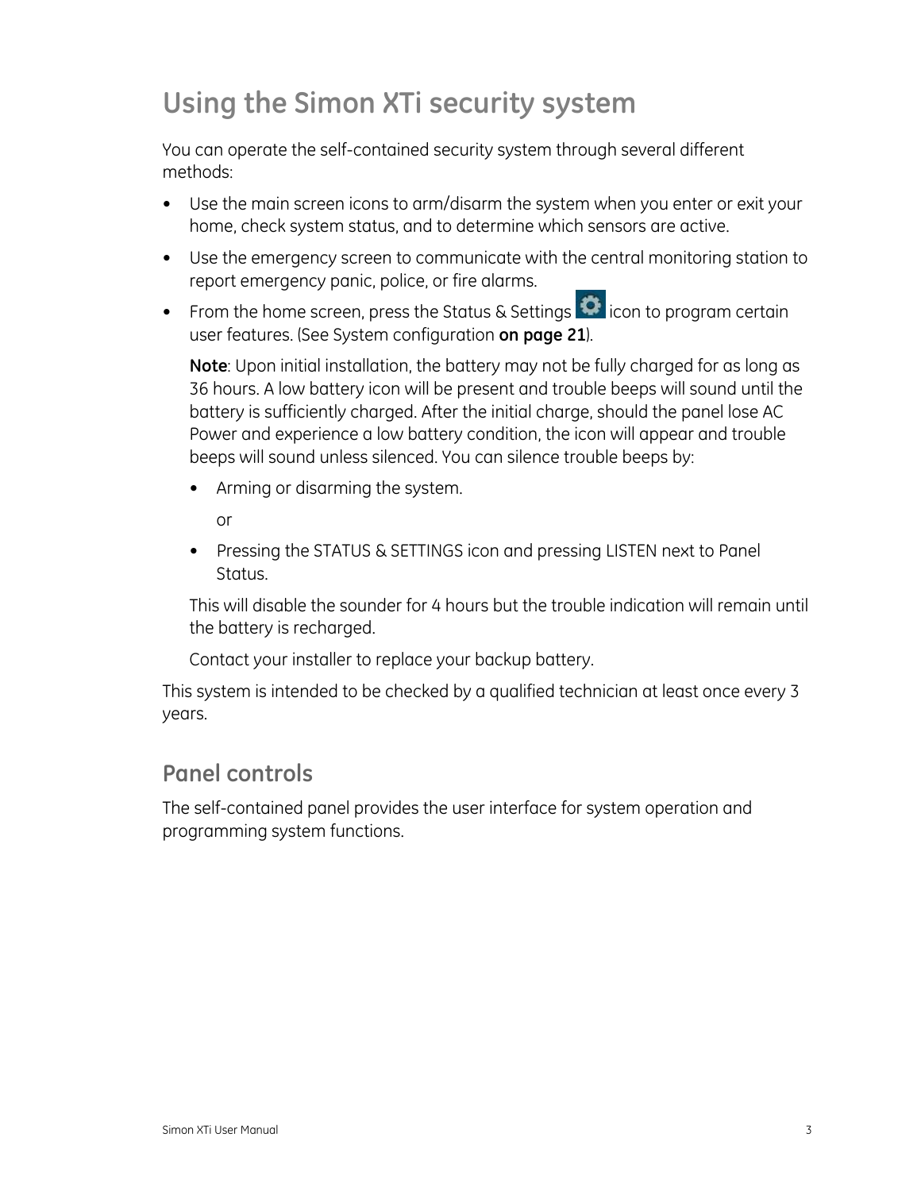# Using the Simon XTi security system

You can operate the self-contained security system through several different methods:

- Use the main screen icons to arm/disarm the system when you enter or exit your home, check system status, and to determine which sensors are active.
- Use the emergency screen to communicate with the central monitoring station to report emergency panic, police, or fire alarms.
- From the home screen, press the Status & Settings icon to program certain user features. (See System configuration **on page 21**).

  **Note**: Upon initial installation, the battery may not be fully charged for as long as 36 hours. A low battery icon will be present and trouble beeps will sound until the battery is sufficiently charged. After the initial charge, should the panel lose AC Power and experience a low battery condition, the icon will appear and trouble beeps will sound unless silenced. You can silence trouble beeps by:

  - Arming or disarming the system.

    or

  - Pressing the STATUS & SETTINGS icon and pressing LISTEN next to Panel Status.

  This will disable the sounder for 4 hours but the trouble indication will remain until the battery is recharged.

  Contact your installer to replace your backup battery.

This system is intended to be checked by a qualified technician at least once every 3 years.

## Panel controls

The self-contained panel provides the user interface for system operation and programming system functions.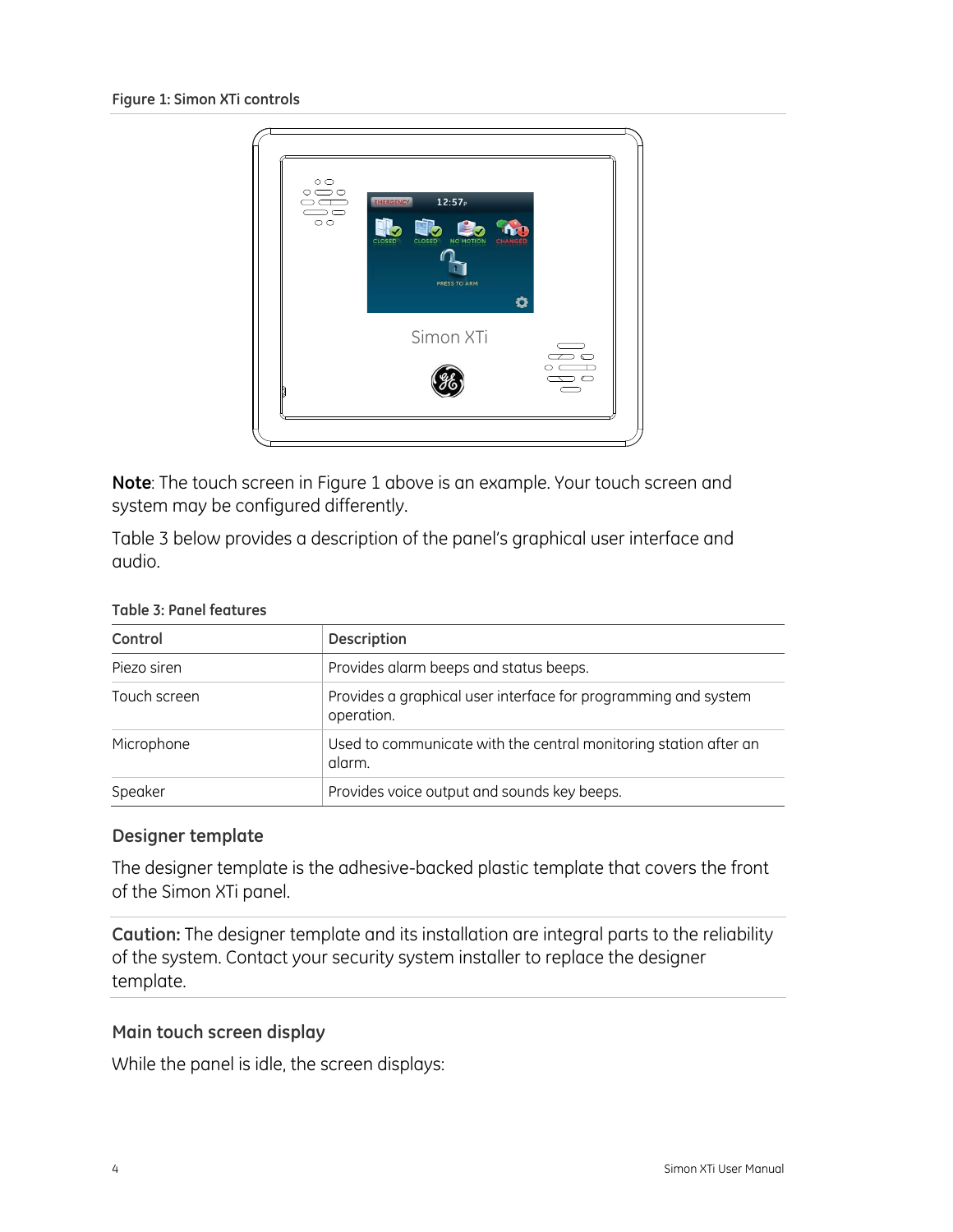**Figure 1: Simon XTi controls**

**Note**: The touch screen in Figure 1 above is an example. Your touch screen and system may be configured differently.

Table 3 below provides a description of the panel's graphical user interface and audio.

**Table 3: Panel features**

| Control | Description |
| --- | --- |
| Piezo siren | Provides alarm beeps and status beeps. |
| Touch screen | Provides a graphical user interface for programming and system operation. |
| Microphone | Used to communicate with the central monitoring station after an alarm. |
| Speaker | Provides voice output and sounds key beeps. |

### Designer template

The designer template is the adhesive-backed plastic template that covers the front of the Simon XTi panel.

**Caution:** The designer template and its installation are integral parts to the reliability of the system. Contact your security system installer to replace the designer template.

### Main touch screen display

While the panel is idle, the screen displays: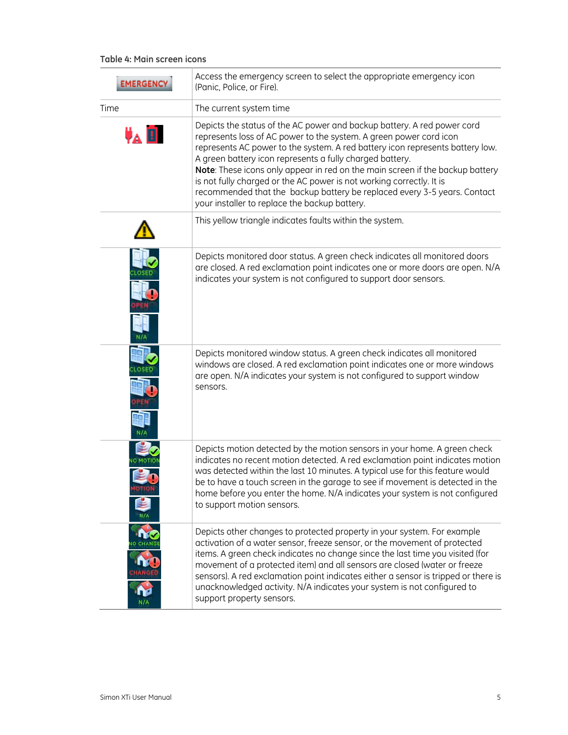**Table 4: Main screen icons**

| Icon | Description |
|---|---|
| EMERGENCY | Access the emergency screen to select the appropriate emergency icon (Panic, Police, or Fire). |
| Time | The current system time |
| | Depicts the status of the AC power and backup battery. A red power cord represents loss of AC power to the system. A green power cord icon represents AC power to the system. A red battery icon represents battery low. A green battery icon represents a fully charged battery. **Note**: These icons only appear in red on the main screen if the backup battery is not fully charged or the AC power is not working correctly. It is recommended that the backup battery be replaced every 3-5 years. Contact your installer to replace the backup battery. |
| | This yellow triangle indicates faults within the system. |
| CLOSED / OPEN / N/A | Depicts monitored door status. A green check indicates all monitored doors are closed. A red exclamation point indicates one or more doors are open. N/A indicates your system is not configured to support door sensors. |
| CLOSED / OPEN / N/A | Depicts monitored window status. A green check indicates all monitored windows are closed. A red exclamation point indicates one or more windows are open. N/A indicates your system is not configured to support window sensors. |
| NO MOTION / MOTION / N/A | Depicts motion detected by the motion sensors in your home. A green check indicates no recent motion detected. A red exclamation point indicates motion was detected within the last 10 minutes. A typical use for this feature would be to have a touch screen in the garage to see if movement is detected in the home before you enter the home. N/A indicates your system is not configured to support motion sensors. |
| NO CHANGE / CHANGED / N/A | Depicts other changes to protected property in your system. For example activation of a water sensor, freeze sensor, or the movement of protected items. A green check indicates no change since the last time you visited (for movement of a protected item) and all sensors are closed (water or freeze sensors). A red exclamation point indicates either a sensor is tripped or there is unacknowledged activity. N/A indicates your system is not configured to support property sensors. |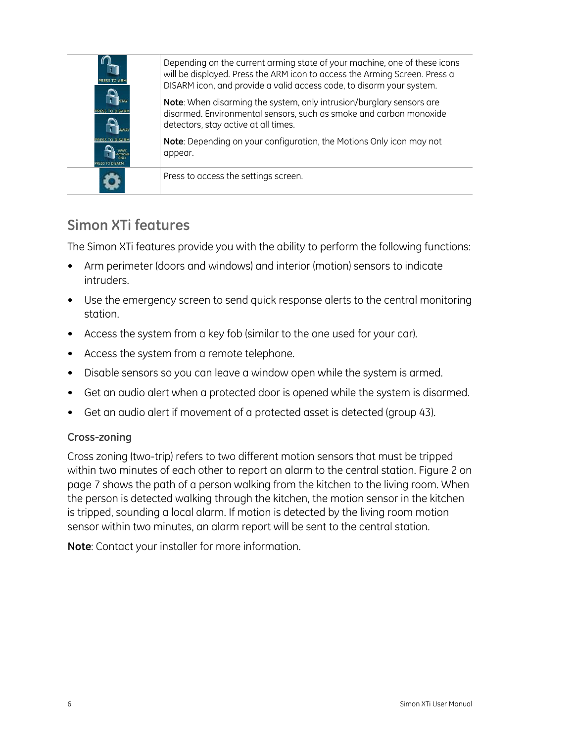| | |
|---|---|
| PRESS TO ARM<br>STAY PRESS TO DISARM<br>AWAY PRESS TO DISARM<br>AWAY MOTIONS ONLY PRESS TO DISARM | Depending on the current arming state of your machine, one of these icons will be displayed. Press the ARM icon to access the Arming Screen. Press a DISARM icon, and provide a valid access code, to disarm your system.<br><br>**Note**: When disarming the system, only intrusion/burglary sensors are disarmed. Environmental sensors, such as smoke and carbon monoxide detectors, stay active at all times.<br><br>**Note**: Depending on your configuration, the Motions Only icon may not appear. |
| | Press to access the settings screen. |

## Simon XTi features

The Simon XTi features provide you with the ability to perform the following functions:

- Arm perimeter (doors and windows) and interior (motion) sensors to indicate intruders.
- Use the emergency screen to send quick response alerts to the central monitoring station.
- Access the system from a key fob (similar to the one used for your car).
- Access the system from a remote telephone.
- Disable sensors so you can leave a window open while the system is armed.
- Get an audio alert when a protected door is opened while the system is disarmed.
- Get an audio alert if movement of a protected asset is detected (group 43).

### Cross-zoning

Cross zoning (two-trip) refers to two different motion sensors that must be tripped within two minutes of each other to report an alarm to the central station. Figure 2 on page 7 shows the path of a person walking from the kitchen to the living room. When the person is detected walking through the kitchen, the motion sensor in the kitchen is tripped, sounding a local alarm. If motion is detected by the living room motion sensor within two minutes, an alarm report will be sent to the central station.

**Note**: Contact your installer for more information.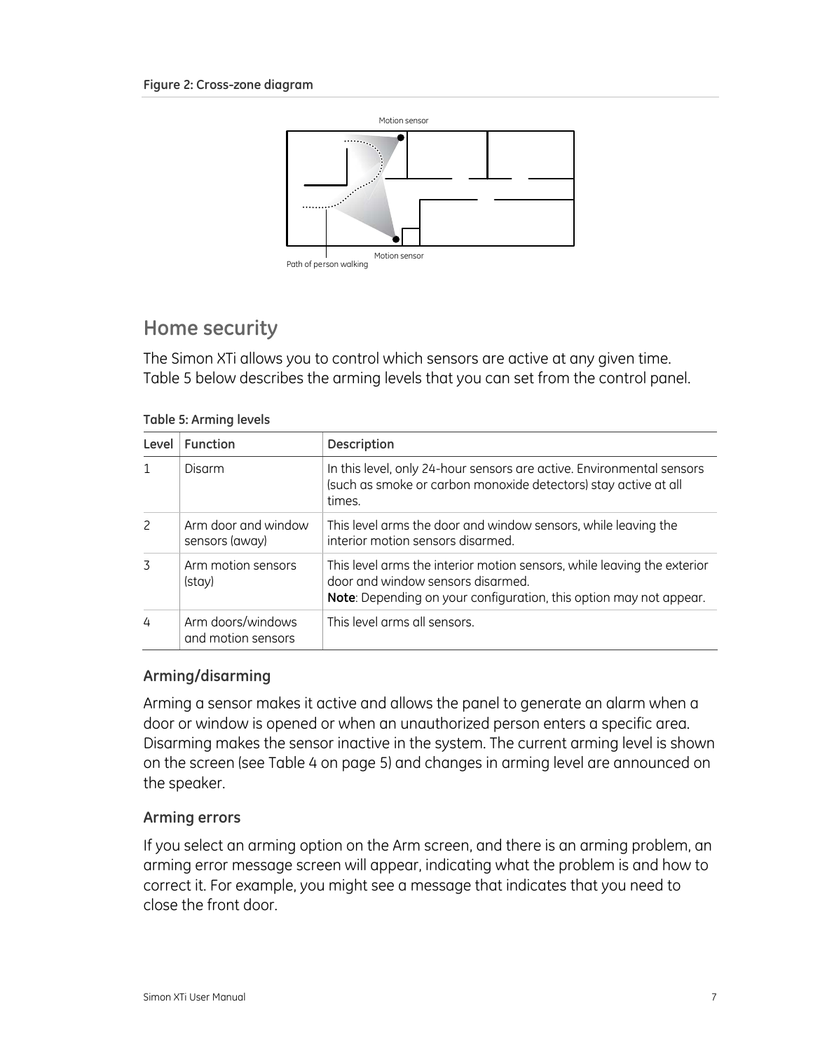**Figure 2: Cross-zone diagram**

Motion sensor

Motion sensor

Path of person walking

## Home security

The Simon XTi allows you to control which sensors are active at any given time. Table 5 below describes the arming levels that you can set from the control panel.

**Table 5: Arming levels**

| Level | Function | Description |
| --- | --- | --- |
| 1 | Disarm | In this level, only 24-hour sensors are active. Environmental sensors (such as smoke or carbon monoxide detectors) stay active at all times. |
| 2 | Arm door and window sensors (away) | This level arms the door and window sensors, while leaving the interior motion sensors disarmed. |
| 3 | Arm motion sensors (stay) | This level arms the interior motion sensors, while leaving the exterior door and window sensors disarmed. **Note**: Depending on your configuration, this option may not appear. |
| 4 | Arm doors/windows and motion sensors | This level arms all sensors. |

### Arming/disarming

Arming a sensor makes it active and allows the panel to generate an alarm when a door or window is opened or when an unauthorized person enters a specific area. Disarming makes the sensor inactive in the system. The current arming level is shown on the screen (see Table 4 on page 5) and changes in arming level are announced on the speaker.

### Arming errors

If you select an arming option on the Arm screen, and there is an arming problem, an arming error message screen will appear, indicating what the problem is and how to correct it. For example, you might see a message that indicates that you need to close the front door.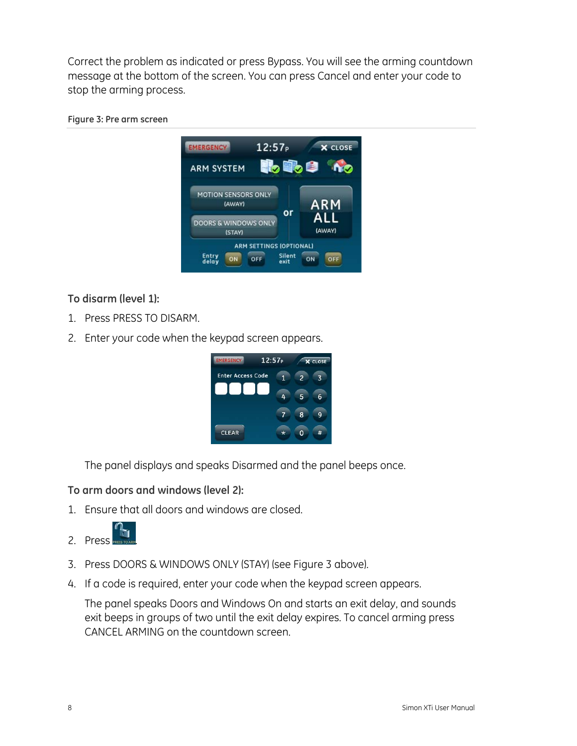Correct the problem as indicated or press Bypass. You will see the arming countdown message at the bottom of the screen. You can press Cancel and enter your code to stop the arming process.

**Figure 3: Pre arm screen**

### To disarm (level 1):

1. Press PRESS TO DISARM.
2. Enter your code when the keypad screen appears.

The panel displays and speaks Disarmed and the panel beeps once.

### To arm doors and windows (level 2):

1. Ensure that all doors and windows are closed.
2. Press
3. Press DOORS & WINDOWS ONLY (STAY) (see Figure 3 above).
4. If a code is required, enter your code when the keypad screen appears.

   The panel speaks Doors and Windows On and starts an exit delay, and sounds exit beeps in groups of two until the exit delay expires. To cancel arming press CANCEL ARMING on the countdown screen.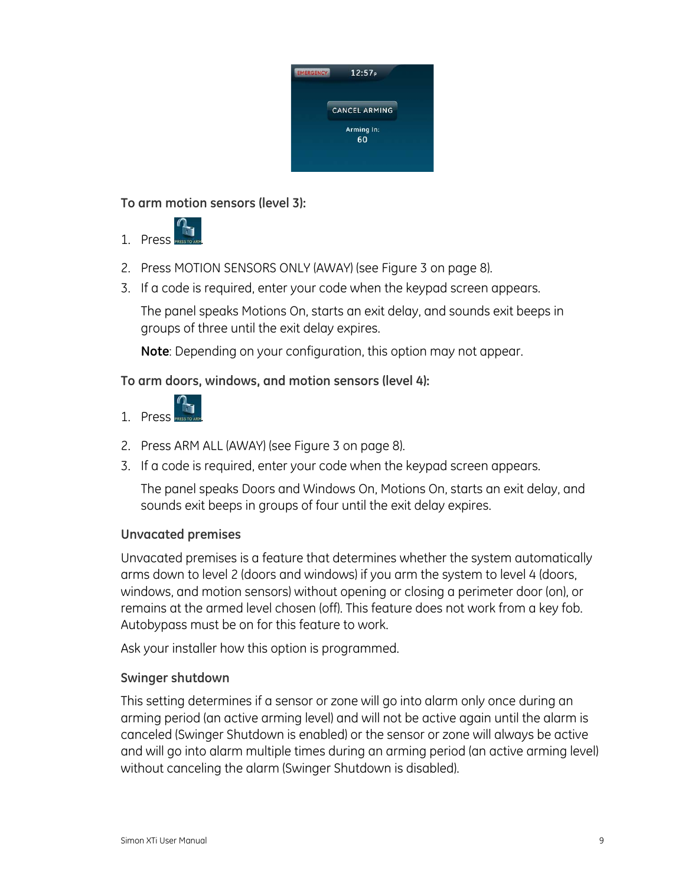### To arm motion sensors (level 3):

1. Press
2. Press MOTION SENSORS ONLY (AWAY) (see Figure 3 on page 8).
3. If a code is required, enter your code when the keypad screen appears.

   The panel speaks Motions On, starts an exit delay, and sounds exit beeps in groups of three until the exit delay expires.

   **Note**: Depending on your configuration, this option may not appear.

### To arm doors, windows, and motion sensors (level 4):

1. Press
2. Press ARM ALL (AWAY) (see Figure 3 on page 8).
3. If a code is required, enter your code when the keypad screen appears.

   The panel speaks Doors and Windows On, Motions On, starts an exit delay, and sounds exit beeps in groups of four until the exit delay expires.

### Unvacated premises

Unvacated premises is a feature that determines whether the system automatically arms down to level 2 (doors and windows) if you arm the system to level 4 (doors, windows, and motion sensors) without opening or closing a perimeter door (on), or remains at the armed level chosen (off). This feature does not work from a key fob. Autobypass must be on for this feature to work.

Ask your installer how this option is programmed.

### Swinger shutdown

This setting determines if a sensor or zone will go into alarm only once during an arming period (an active arming level) and will not be active again until the alarm is canceled (Swinger Shutdown is enabled) or the sensor or zone will always be active and will go into alarm multiple times during an arming period (an active arming level) without canceling the alarm (Swinger Shutdown is disabled).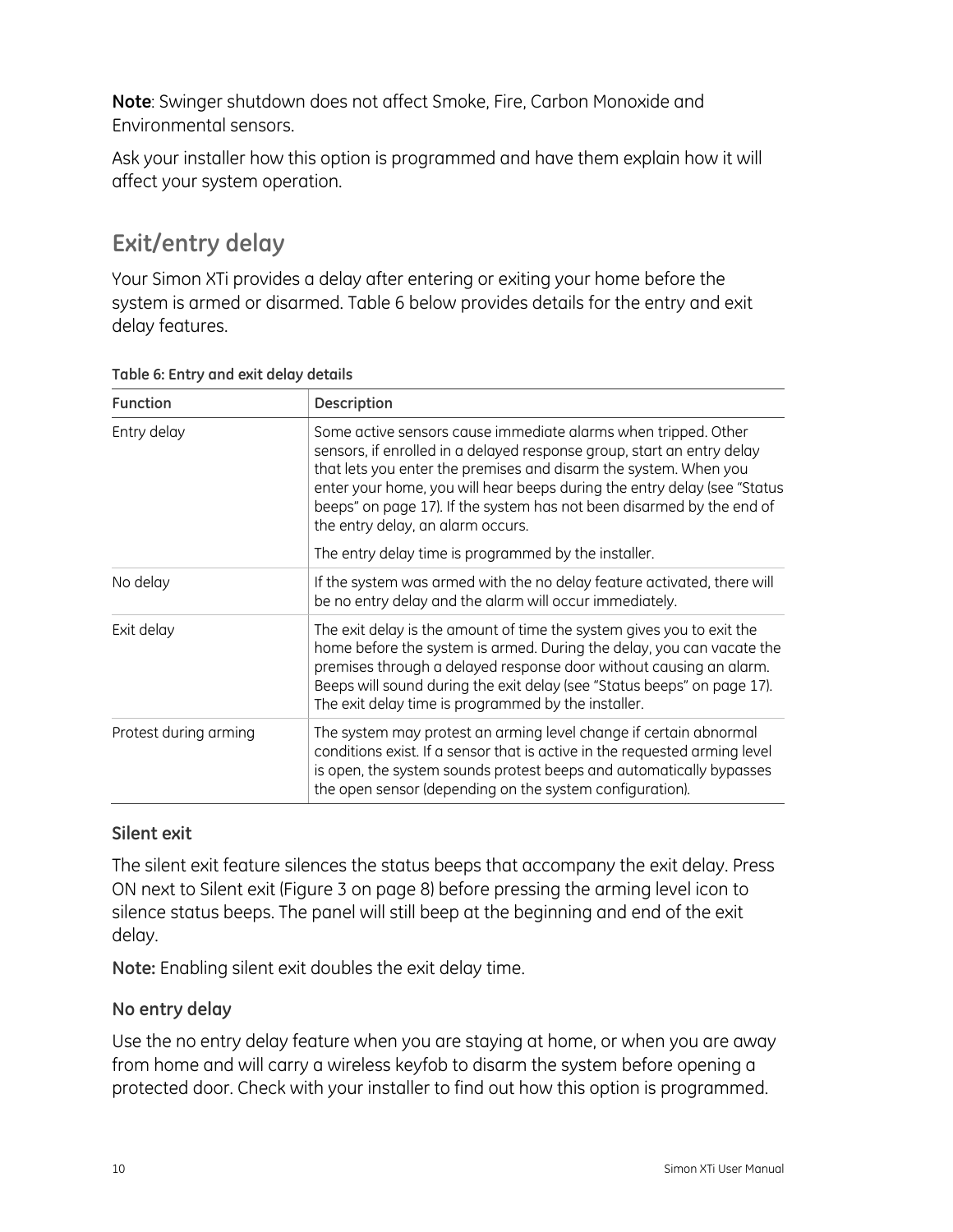**Note**: Swinger shutdown does not affect Smoke, Fire, Carbon Monoxide and Environmental sensors.

Ask your installer how this option is programmed and have them explain how it will affect your system operation.

## Exit/entry delay

Your Simon XTi provides a delay after entering or exiting your home before the system is armed or disarmed. Table 6 below provides details for the entry and exit delay features.

**Table 6: Entry and exit delay details**

| Function | Description |
|---|---|
| Entry delay | Some active sensors cause immediate alarms when tripped. Other sensors, if enrolled in a delayed response group, start an entry delay that lets you enter the premises and disarm the system. When you enter your home, you will hear beeps during the entry delay (see "Status beeps" on page 17). If the system has not been disarmed by the end of the entry delay, an alarm occurs.<br>The entry delay time is programmed by the installer. |
| No delay | If the system was armed with the no delay feature activated, there will be no entry delay and the alarm will occur immediately. |
| Exit delay | The exit delay is the amount of time the system gives you to exit the home before the system is armed. During the delay, you can vacate the premises through a delayed response door without causing an alarm. Beeps will sound during the exit delay (see "Status beeps" on page 17). The exit delay time is programmed by the installer. |
| Protest during arming | The system may protest an arming level change if certain abnormal conditions exist. If a sensor that is active in the requested arming level is open, the system sounds protest beeps and automatically bypasses the open sensor (depending on the system configuration). |

### Silent exit

The silent exit feature silences the status beeps that accompany the exit delay. Press ON next to Silent exit (Figure 3 on page 8) before pressing the arming level icon to silence status beeps. The panel will still beep at the beginning and end of the exit delay.

**Note:** Enabling silent exit doubles the exit delay time.

### No entry delay

Use the no entry delay feature when you are staying at home, or when you are away from home and will carry a wireless keyfob to disarm the system before opening a protected door. Check with your installer to find out how this option is programmed.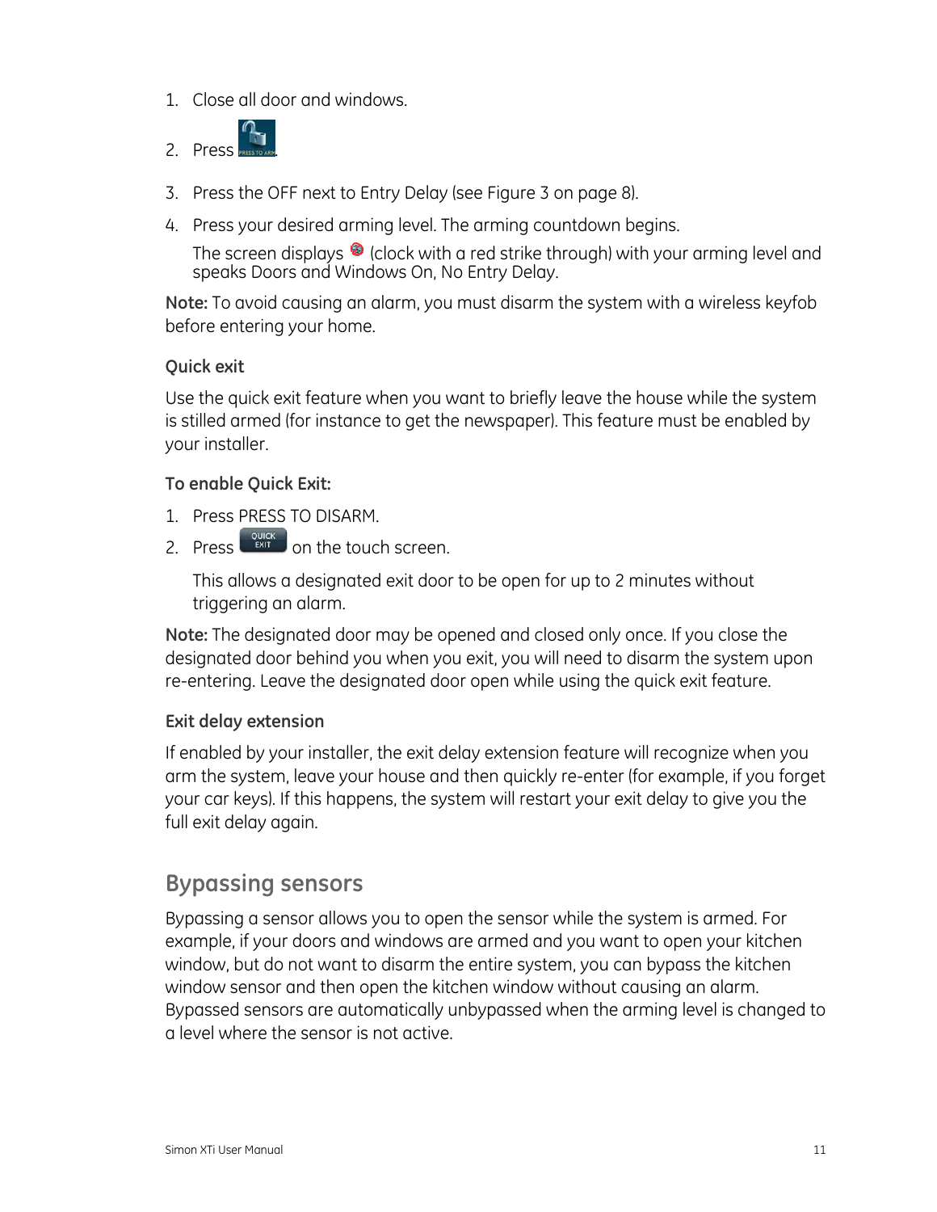1. Close all door and windows.
2. Press PRESS TO ARM.
3. Press the OFF next to Entry Delay (see Figure 3 on page 8).
4. Press your desired arming level. The arming countdown begins.

   The screen displays (clock with a red strike through) with your arming level and speaks Doors and Windows On, No Entry Delay.

**Note:** To avoid causing an alarm, you must disarm the system with a wireless keyfob before entering your home.

### Quick exit

Use the quick exit feature when you want to briefly leave the house while the system is stilled armed (for instance to get the newspaper). This feature must be enabled by your installer.

**To enable Quick Exit:**

1. Press PRESS TO DISARM.
2. Press QUICK EXIT on the touch screen.

   This allows a designated exit door to be open for up to 2 minutes without triggering an alarm.

**Note:** The designated door may be opened and closed only once. If you close the designated door behind you when you exit, you will need to disarm the system upon re-entering. Leave the designated door open while using the quick exit feature.

### Exit delay extension

If enabled by your installer, the exit delay extension feature will recognize when you arm the system, leave your house and then quickly re-enter (for example, if you forget your car keys). If this happens, the system will restart your exit delay to give you the full exit delay again.

## Bypassing sensors

Bypassing a sensor allows you to open the sensor while the system is armed. For example, if your doors and windows are armed and you want to open your kitchen window, but do not want to disarm the entire system, you can bypass the kitchen window sensor and then open the kitchen window without causing an alarm. Bypassed sensors are automatically unbypassed when the arming level is changed to a level where the sensor is not active.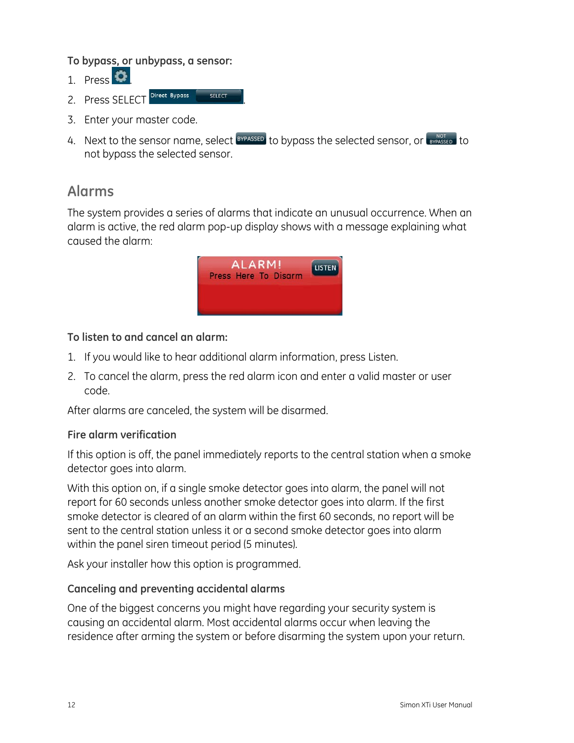**To bypass, or unbypass, a sensor:**

1. Press .
2. Press SELECT Direct Bypass SELECT.
3. Enter your master code.
4. Next to the sensor name, select BYPASSED to bypass the selected sensor, or NOT BYPASSED to not bypass the selected sensor.

## Alarms

The system provides a series of alarms that indicate an unusual occurrence. When an alarm is active, the red alarm pop-up display shows with a message explaining what caused the alarm:

ALARM! Press Here To Disarm LISTEN

**To listen to and cancel an alarm:**

1. If you would like to hear additional alarm information, press Listen.
2. To cancel the alarm, press the red alarm icon and enter a valid master or user code.

After alarms are canceled, the system will be disarmed.

### Fire alarm verification

If this option is off, the panel immediately reports to the central station when a smoke detector goes into alarm.

With this option on, if a single smoke detector goes into alarm, the panel will not report for 60 seconds unless another smoke detector goes into alarm. If the first smoke detector is cleared of an alarm within the first 60 seconds, no report will be sent to the central station unless it or a second smoke detector goes into alarm within the panel siren timeout period (5 minutes).

Ask your installer how this option is programmed.

### Canceling and preventing accidental alarms

One of the biggest concerns you might have regarding your security system is causing an accidental alarm. Most accidental alarms occur when leaving the residence after arming the system or before disarming the system upon your return.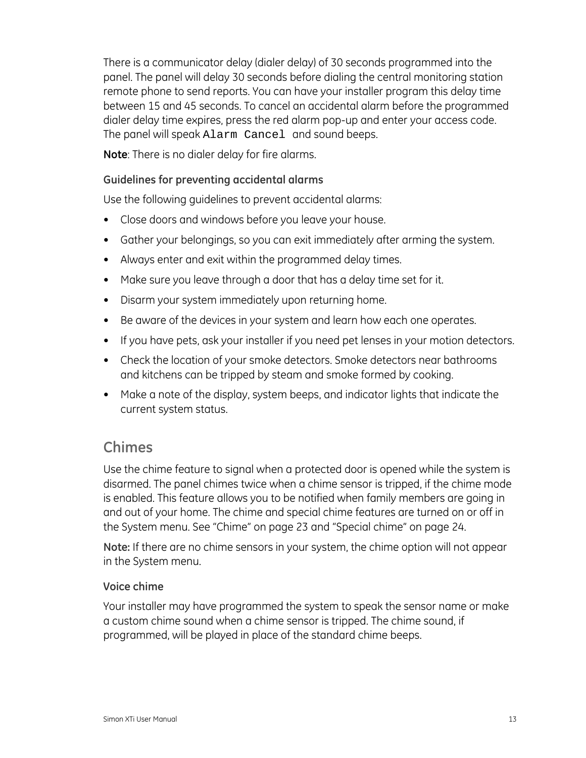There is a communicator delay (dialer delay) of 30 seconds programmed into the panel. The panel will delay 30 seconds before dialing the central monitoring station remote phone to send reports. You can have your installer program this delay time between 15 and 45 seconds. To cancel an accidental alarm before the programmed dialer delay time expires, press the red alarm pop-up and enter your access code. The panel will speak `Alarm Cancel` and sound beeps.

**Note**: There is no dialer delay for fire alarms.

### Guidelines for preventing accidental alarms

Use the following guidelines to prevent accidental alarms:

- Close doors and windows before you leave your house.
- Gather your belongings, so you can exit immediately after arming the system.
- Always enter and exit within the programmed delay times.
- Make sure you leave through a door that has a delay time set for it.
- Disarm your system immediately upon returning home.
- Be aware of the devices in your system and learn how each one operates.
- If you have pets, ask your installer if you need pet lenses in your motion detectors.
- Check the location of your smoke detectors. Smoke detectors near bathrooms and kitchens can be tripped by steam and smoke formed by cooking.
- Make a note of the display, system beeps, and indicator lights that indicate the current system status.

## Chimes

Use the chime feature to signal when a protected door is opened while the system is disarmed. The panel chimes twice when a chime sensor is tripped, if the chime mode is enabled. This feature allows you to be notified when family members are going in and out of your home. The chime and special chime features are turned on or off in the System menu. See "Chime" on page 23 and "Special chime" on page 24.

**Note:** If there are no chime sensors in your system, the chime option will not appear in the System menu.

### Voice chime

Your installer may have programmed the system to speak the sensor name or make a custom chime sound when a chime sensor is tripped. The chime sound, if programmed, will be played in place of the standard chime beeps.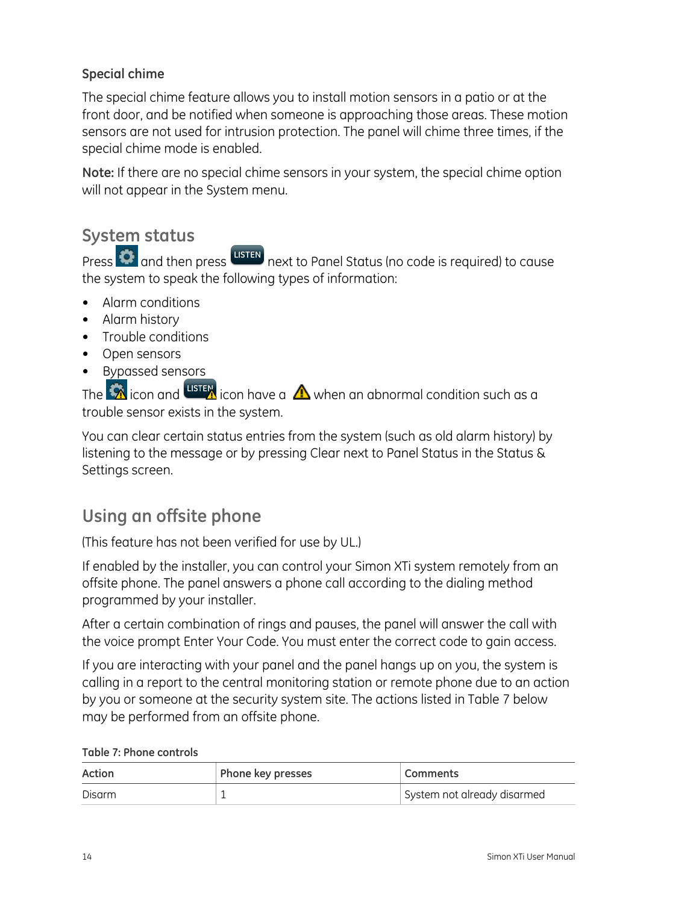### Special chime

The special chime feature allows you to install motion sensors in a patio or at the front door, and be notified when someone is approaching those areas. These motion sensors are not used for intrusion protection. The panel will chime three times, if the special chime mode is enabled.

**Note:** If there are no special chime sensors in your system, the special chime option will not appear in the System menu.

## System status

Press and then press LISTEN next to Panel Status (no code is required) to cause the system to speak the following types of information:

- Alarm conditions
- Alarm history
- Trouble conditions
- Open sensors
- Bypassed sensors

The icon and LISTEN icon have a when an abnormal condition such as a trouble sensor exists in the system.

You can clear certain status entries from the system (such as old alarm history) by listening to the message or by pressing Clear next to Panel Status in the Status & Settings screen.

## Using an offsite phone

(This feature has not been verified for use by UL.)

If enabled by the installer, you can control your Simon XTi system remotely from an offsite phone. The panel answers a phone call according to the dialing method programmed by your installer.

After a certain combination of rings and pauses, the panel will answer the call with the voice prompt Enter Your Code. You must enter the correct code to gain access.

If you are interacting with your panel and the panel hangs up on you, the system is calling in a report to the central monitoring station or remote phone due to an action by you or someone at the security system site. The actions listed in Table 7 below may be performed from an offsite phone.

**Table 7: Phone controls**

| Action | Phone key presses | Comments |
|---|---|---|
| Disarm | 1 | System not already disarmed |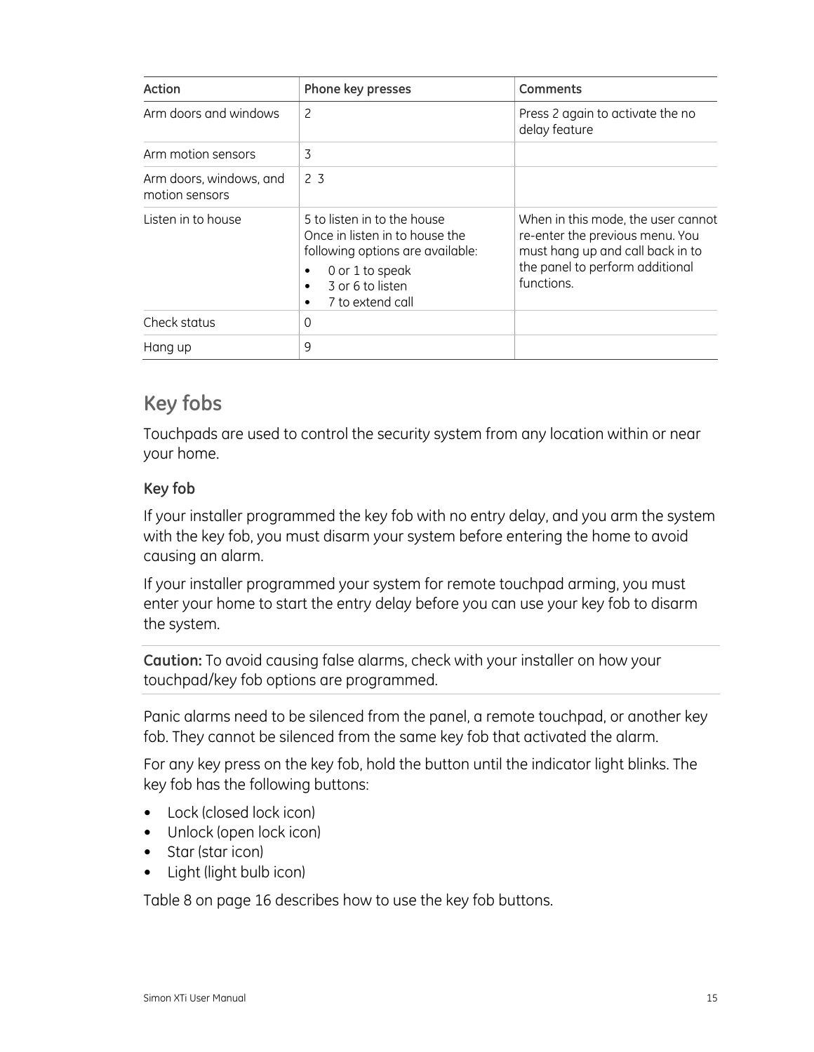| Action | Phone key presses | Comments |
|---|---|---|
| Arm doors and windows | 2 | Press 2 again to activate the no delay feature |
| Arm motion sensors | 3 | |
| Arm doors, windows, and motion sensors | 2 3 | |
| Listen in to house | 5 to listen in to the house<br>Once in listen in to house the following options are available:<br>• 0 or 1 to speak<br>• 3 or 6 to listen<br>• 7 to extend call | When in this mode, the user cannot re-enter the previous menu. You must hang up and call back in to the panel to perform additional functions. |
| Check status | 0 | |
| Hang up | 9 | |

## Key fobs

Touchpads are used to control the security system from any location within or near your home.

### Key fob

If your installer programmed the key fob with no entry delay, and you arm the system with the key fob, you must disarm your system before entering the home to avoid causing an alarm.

If your installer programmed your system for remote touchpad arming, you must enter your home to start the entry delay before you can use your key fob to disarm the system.

**Caution:** To avoid causing false alarms, check with your installer on how your touchpad/key fob options are programmed.

Panic alarms need to be silenced from the panel, a remote touchpad, or another key fob. They cannot be silenced from the same key fob that activated the alarm.

For any key press on the key fob, hold the button until the indicator light blinks. The key fob has the following buttons:

- Lock (closed lock icon)
- Unlock (open lock icon)
- Star (star icon)
- Light (light bulb icon)

Table 8 on page 16 describes how to use the key fob buttons.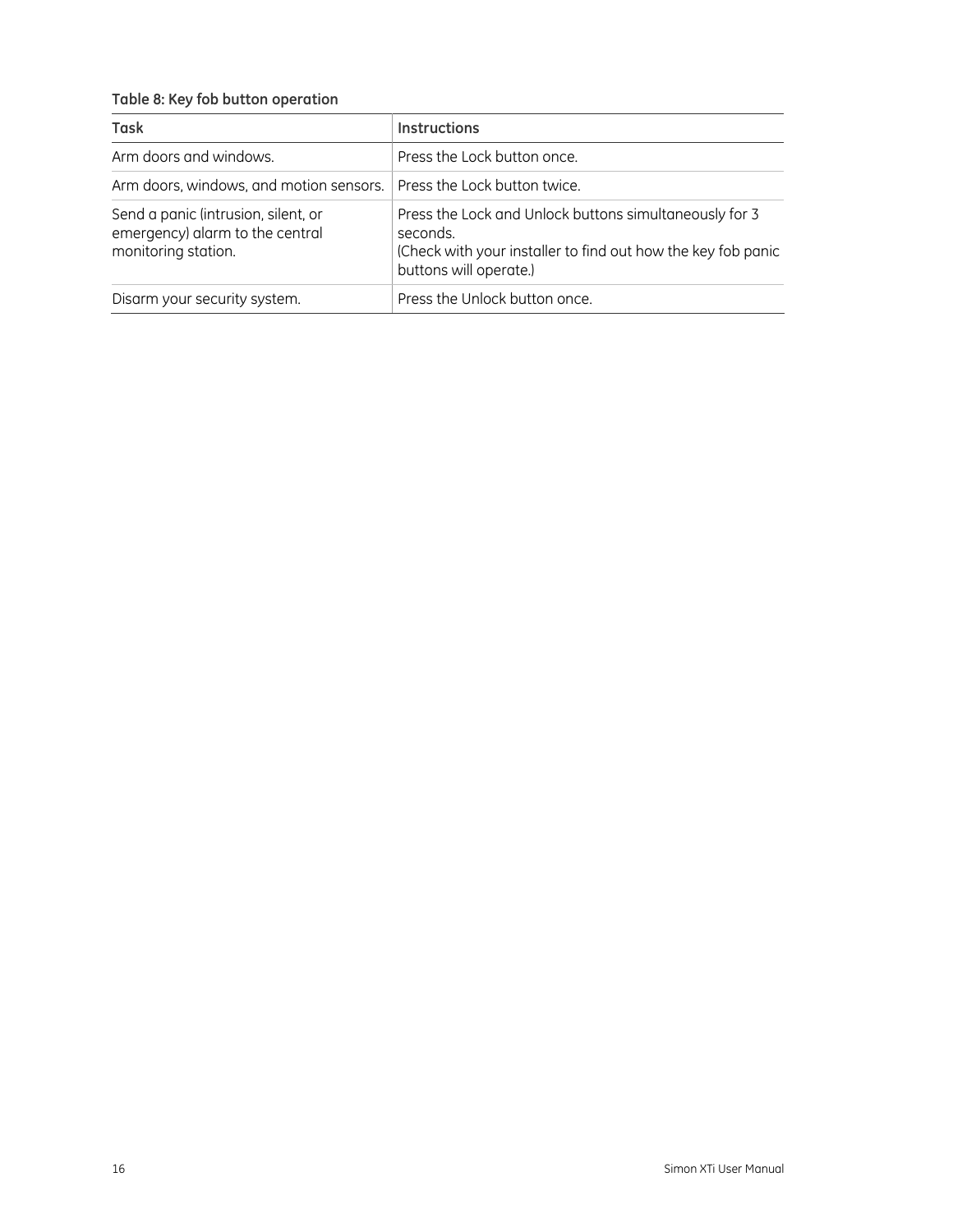**Table 8: Key fob button operation**

| Task | Instructions |
| --- | --- |
| Arm doors and windows. | Press the Lock button once. |
| Arm doors, windows, and motion sensors. | Press the Lock button twice. |
| Send a panic (intrusion, silent, or emergency) alarm to the central monitoring station. | Press the Lock and Unlock buttons simultaneously for 3 seconds.<br>(Check with your installer to find out how the key fob panic buttons will operate.) |
| Disarm your security system. | Press the Unlock button once. |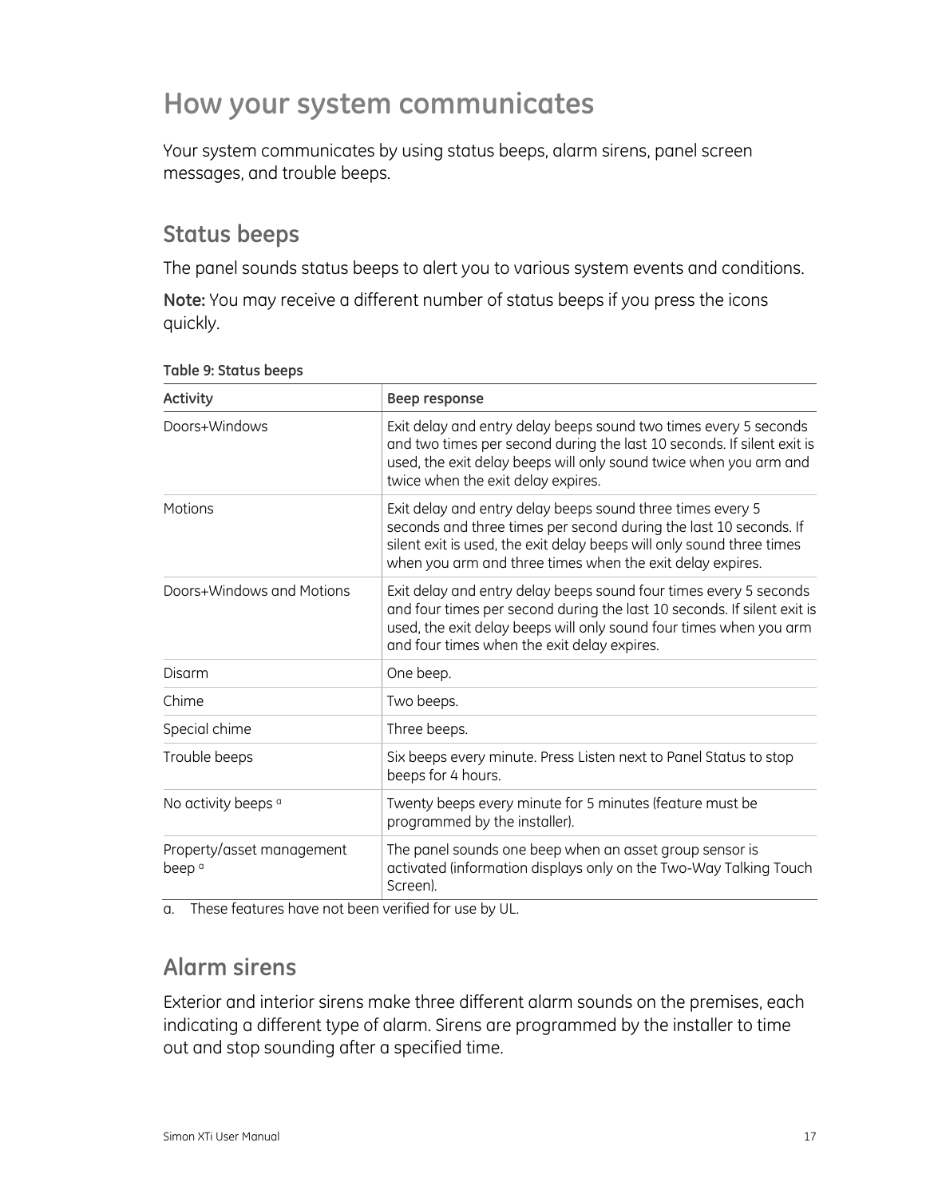# How your system communicates

Your system communicates by using status beeps, alarm sirens, panel screen messages, and trouble beeps.

## Status beeps

The panel sounds status beeps to alert you to various system events and conditions.

**Note:** You may receive a different number of status beeps if you press the icons quickly.

**Table 9: Status beeps**

| Activity | Beep response |
|---|---|
| Doors+Windows | Exit delay and entry delay beeps sound two times every 5 seconds and two times per second during the last 10 seconds. If silent exit is used, the exit delay beeps will only sound twice when you arm and twice when the exit delay expires. |
| Motions | Exit delay and entry delay beeps sound three times every 5 seconds and three times per second during the last 10 seconds. If silent exit is used, the exit delay beeps will only sound three times when you arm and three times when the exit delay expires. |
| Doors+Windows and Motions | Exit delay and entry delay beeps sound four times every 5 seconds and four times per second during the last 10 seconds. If silent exit is used, the exit delay beeps will only sound four times when you arm and four times when the exit delay expires. |
| Disarm | One beep. |
| Chime | Two beeps. |
| Special chime | Three beeps. |
| Trouble beeps | Six beeps every minute. Press Listen next to Panel Status to stop beeps for 4 hours. |
| No activity beeps [a] | Twenty beeps every minute for 5 minutes (feature must be programmed by the installer). |
| Property/asset management beep [a] | The panel sounds one beep when an asset group sensor is activated (information displays only on the Two-Way Talking Touch Screen). |

a. These features have not been verified for use by UL.

## Alarm sirens

Exterior and interior sirens make three different alarm sounds on the premises, each indicating a different type of alarm. Sirens are programmed by the installer to time out and stop sounding after a specified time.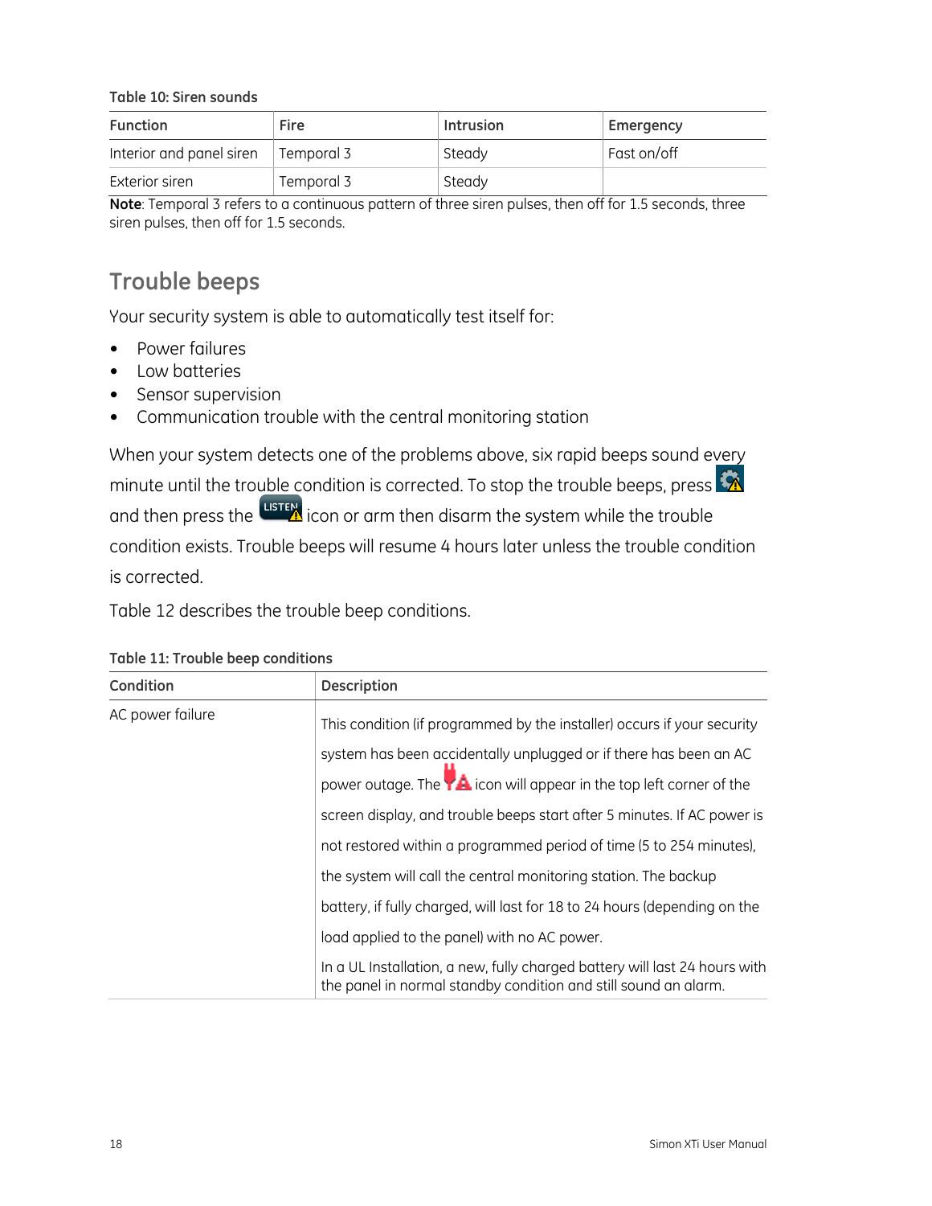**Table 10: Siren sounds**

| Function | Fire | Intrusion | Emergency |
|---|---|---|---|
| Interior and panel siren | Temporal 3 | Steady | Fast on/off |
| Exterior siren | Temporal 3 | Steady | |

**Note**: Temporal 3 refers to a continuous pattern of three siren pulses, then off for 1.5 seconds, three siren pulses, then off for 1.5 seconds.

## Trouble beeps

Your security system is able to automatically test itself for:

- Power failures
- Low batteries
- Sensor supervision
- Communication trouble with the central monitoring station

When your system detects one of the problems above, six rapid beeps sound every minute until the trouble condition is corrected. To stop the trouble beeps, press and then press the LISTEN icon or arm then disarm the system while the trouble condition exists. Trouble beeps will resume 4 hours later unless the trouble condition is corrected.

Table 12 describes the trouble beep conditions.

**Table 11: Trouble beep conditions**

| Condition | Description |
|---|---|
| AC power failure | This condition (if programmed by the installer) occurs if your security system has been accidentally unplugged or if there has been an AC power outage. The icon will appear in the top left corner of the screen display, and trouble beeps start after 5 minutes. If AC power is not restored within a programmed period of time (5 to 254 minutes), the system will call the central monitoring station. The backup battery, if fully charged, will last for 18 to 24 hours (depending on the load applied to the panel) with no AC power.<br>In a UL Installation, a new, fully charged battery will last 24 hours with the panel in normal standby condition and still sound an alarm. |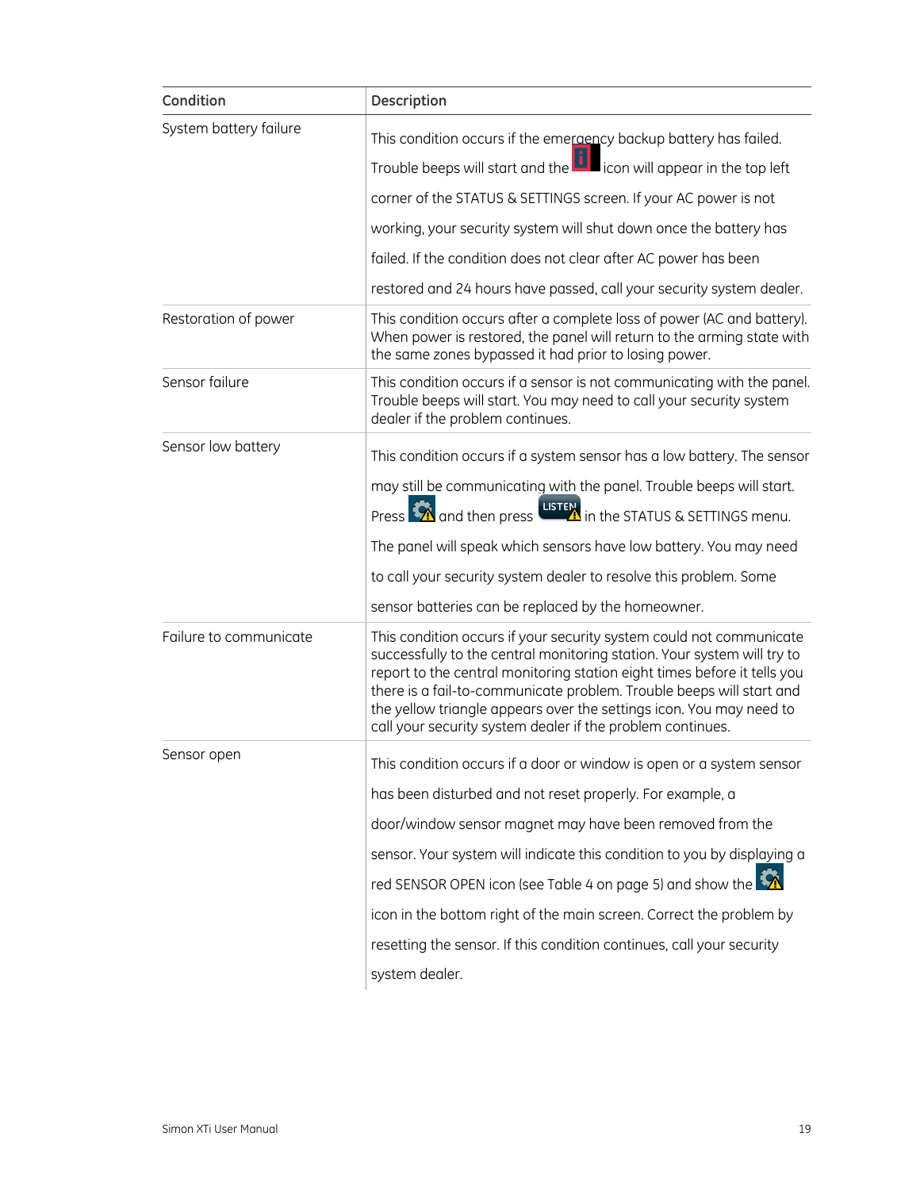| Condition | Description |
|---|---|
| System battery failure | This condition occurs if the emergency backup battery has failed. Trouble beeps will start and the icon will appear in the top left corner of the STATUS & SETTINGS screen. If your AC power is not working, your security system will shut down once the battery has failed. If the condition does not clear after AC power has been restored and 24 hours have passed, call your security system dealer. |
| Restoration of power | This condition occurs after a complete loss of power (AC and battery). When power is restored, the panel will return to the arming state with the same zones bypassed it had prior to losing power. |
| Sensor failure | This condition occurs if a sensor is not communicating with the panel. Trouble beeps will start. You may need to call your security system dealer if the problem continues. |
| Sensor low battery | This condition occurs if a system sensor has a low battery. The sensor may still be communicating with the panel. Trouble beeps will start. Press and then press LISTEN in the STATUS & SETTINGS menu. The panel will speak which sensors have low battery. You may need to call your security system dealer to resolve this problem. Some sensor batteries can be replaced by the homeowner. |
| Failure to communicate | This condition occurs if your security system could not communicate successfully to the central monitoring station. Your system will try to report to the central monitoring station eight times before it tells you there is a fail-to-communicate problem. Trouble beeps will start and the yellow triangle appears over the settings icon. You may need to call your security system dealer if the problem continues. |
| Sensor open | This condition occurs if a door or window is open or a system sensor has been disturbed and not reset properly. For example, a door/window sensor magnet may have been removed from the sensor. Your system will indicate this condition to you by displaying a red SENSOR OPEN icon (see Table 4 on page 5) and show the icon in the bottom right of the main screen. Correct the problem by resetting the sensor. If this condition continues, call your security system dealer. |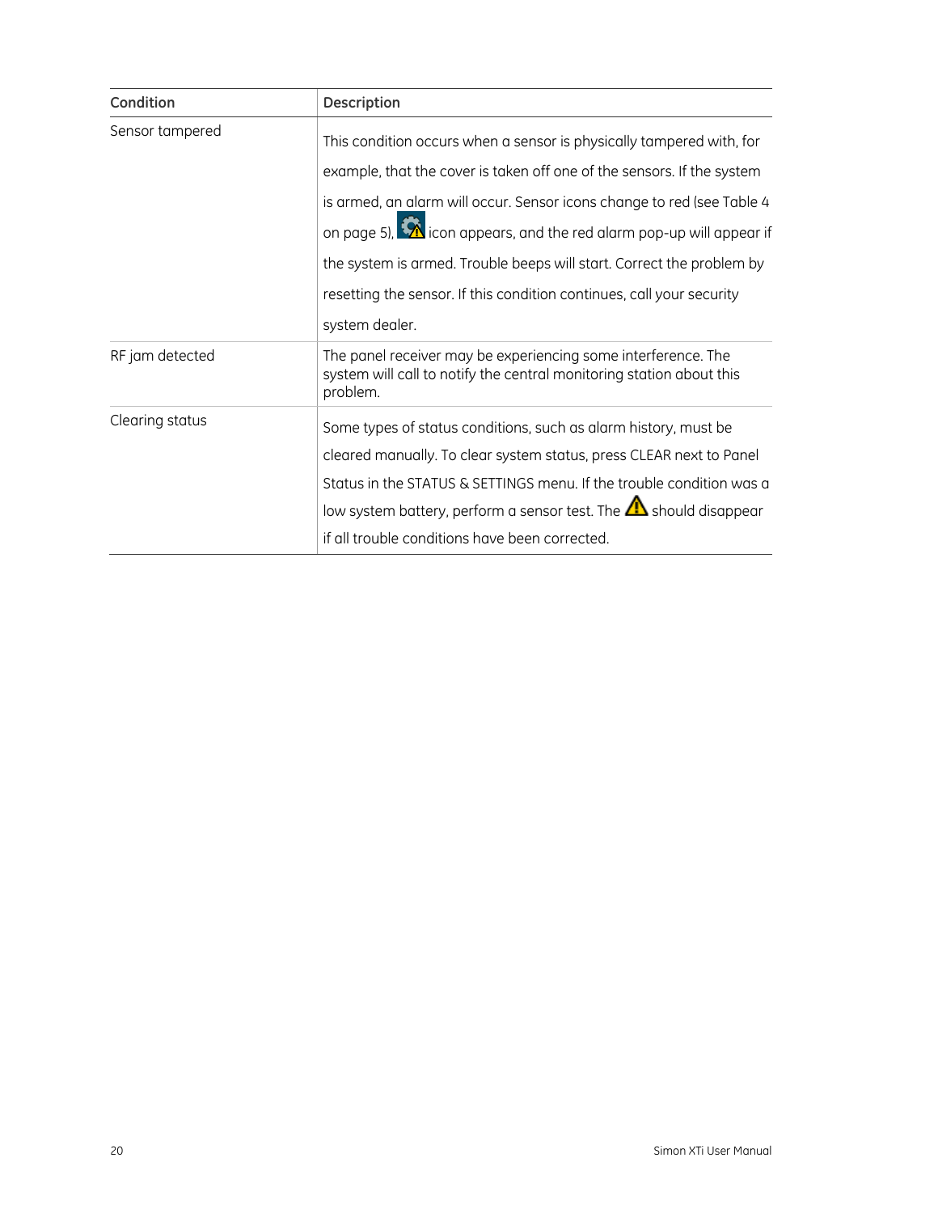| Condition | Description |
| --- | --- |
| Sensor tampered | This condition occurs when a sensor is physically tampered with, for example, that the cover is taken off one of the sensors. If the system is armed, an alarm will occur. Sensor icons change to red (see Table 4 on page 5), icon appears, and the red alarm pop-up will appear if the system is armed. Trouble beeps will start. Correct the problem by resetting the sensor. If this condition continues, call your security system dealer. |
| RF jam detected | The panel receiver may be experiencing some interference. The system will call to notify the central monitoring station about this problem. |
| Clearing status | Some types of status conditions, such as alarm history, must be cleared manually. To clear system status, press CLEAR next to Panel Status in the STATUS & SETTINGS menu. If the trouble condition was a low system battery, perform a sensor test. The should disappear if all trouble conditions have been corrected. |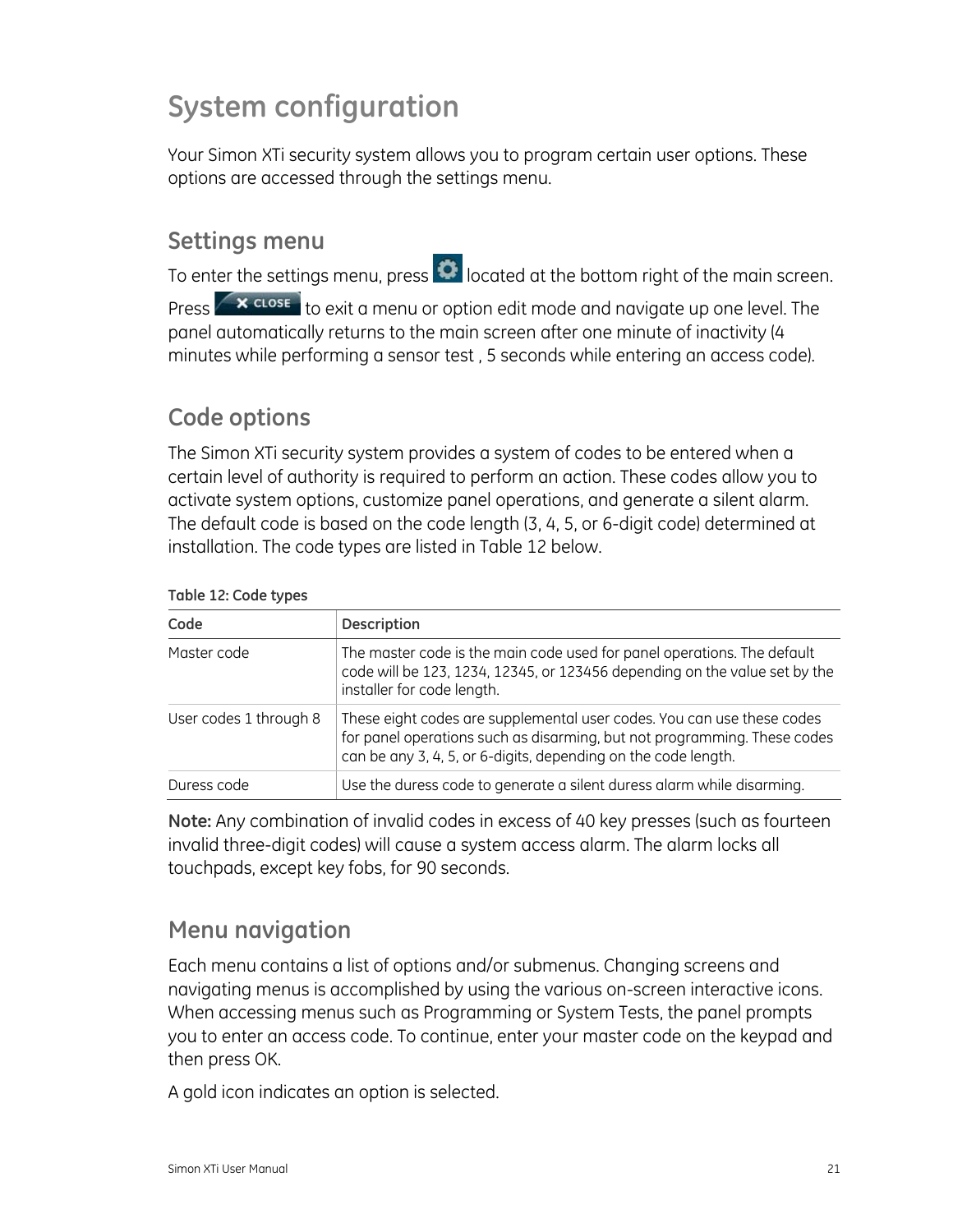# System configuration

Your Simon XTi security system allows you to program certain user options. These options are accessed through the settings menu.

## Settings menu

To enter the settings menu, press located at the bottom right of the main screen. Press **X CLOSE** to exit a menu or option edit mode and navigate up one level. The panel automatically returns to the main screen after one minute of inactivity (4 minutes while performing a sensor test , 5 seconds while entering an access code).

## Code options

The Simon XTi security system provides a system of codes to be entered when a certain level of authority is required to perform an action. These codes allow you to activate system options, customize panel operations, and generate a silent alarm. The default code is based on the code length (3, 4, 5, or 6-digit code) determined at installation. The code types are listed in Table 12 below.

**Table 12: Code types**

| Code | Description |
|---|---|
| Master code | The master code is the main code used for panel operations. The default code will be 123, 1234, 12345, or 123456 depending on the value set by the installer for code length. |
| User codes 1 through 8 | These eight codes are supplemental user codes. You can use these codes for panel operations such as disarming, but not programming. These codes can be any 3, 4, 5, or 6-digits, depending on the code length. |
| Duress code | Use the duress code to generate a silent duress alarm while disarming. |

**Note:** Any combination of invalid codes in excess of 40 key presses (such as fourteen invalid three-digit codes) will cause a system access alarm. The alarm locks all touchpads, except key fobs, for 90 seconds.

## Menu navigation

Each menu contains a list of options and/or submenus. Changing screens and navigating menus is accomplished by using the various on-screen interactive icons. When accessing menus such as Programming or System Tests, the panel prompts you to enter an access code. To continue, enter your master code on the keypad and then press OK.

A gold icon indicates an option is selected.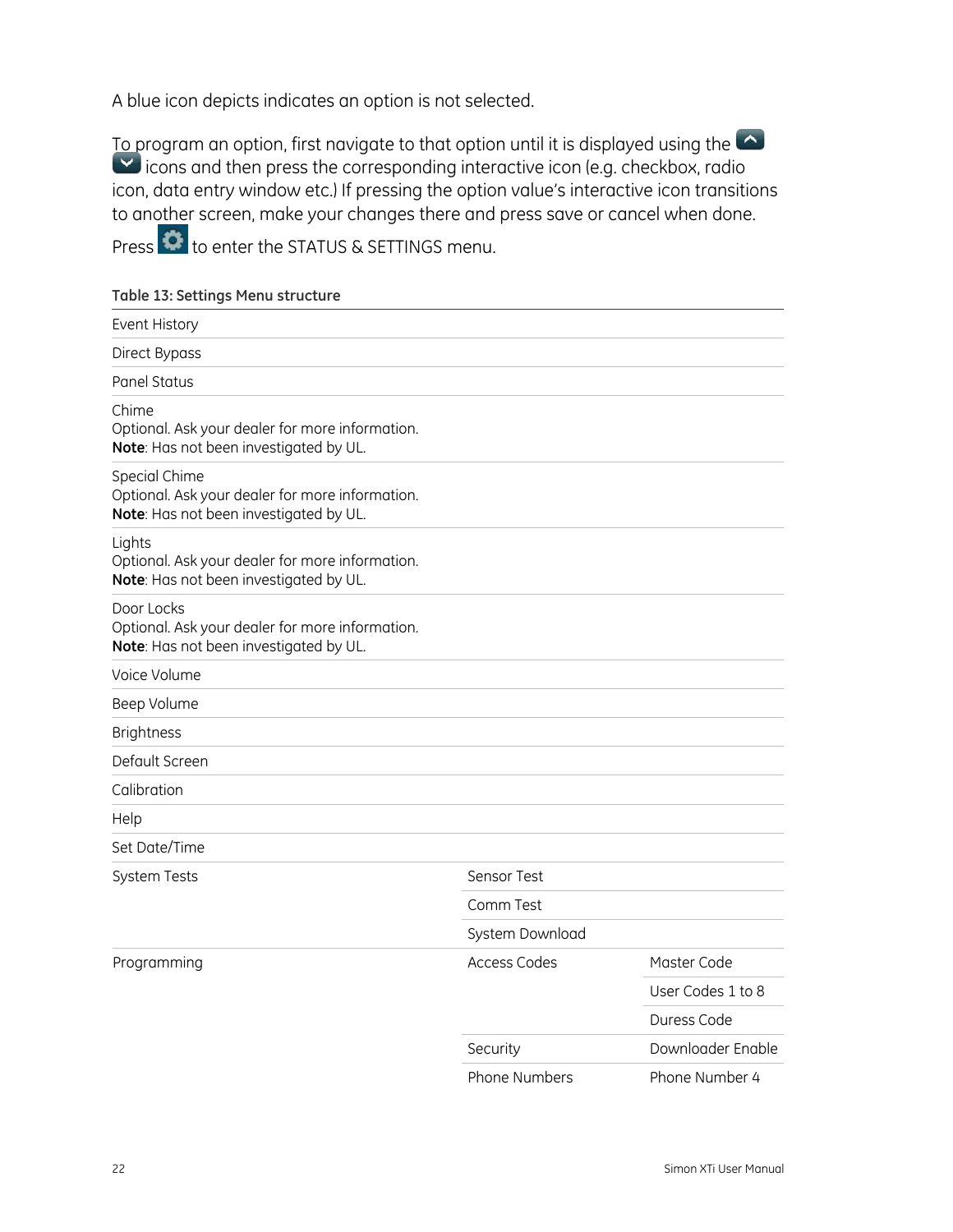A blue icon depicts indicates an option is not selected.

To program an option, first navigate to that option until it is displayed using the up and down icons and then press the corresponding interactive icon (e.g. checkbox, radio icon, data entry window etc.) If pressing the option value's interactive icon transitions to another screen, make your changes there and press save or cancel when done.

Press the settings icon to enter the STATUS & SETTINGS menu.

**Table 13: Settings Menu structure**

| | | |
|---|---|---|
| Event History | | |
| Direct Bypass | | |
| Panel Status | | |
| Chime<br>Optional. Ask your dealer for more information.<br>**Note**: Has not been investigated by UL. | | |
| Special Chime<br>Optional. Ask your dealer for more information.<br>**Note**: Has not been investigated by UL. | | |
| Lights<br>Optional. Ask your dealer for more information.<br>**Note**: Has not been investigated by UL. | | |
| Door Locks<br>Optional. Ask your dealer for more information.<br>**Note**: Has not been investigated by UL. | | |
| Voice Volume | | |
| Beep Volume | | |
| Brightness | | |
| Default Screen | | |
| Calibration | | |
| Help | | |
| Set Date/Time | | |
| System Tests | Sensor Test | |
| | Comm Test | |
| | System Download | |
| Programming | Access Codes | Master Code |
| | | User Codes 1 to 8 |
| | | Duress Code |
| | Security | Downloader Enable |
| | Phone Numbers | Phone Number 4 |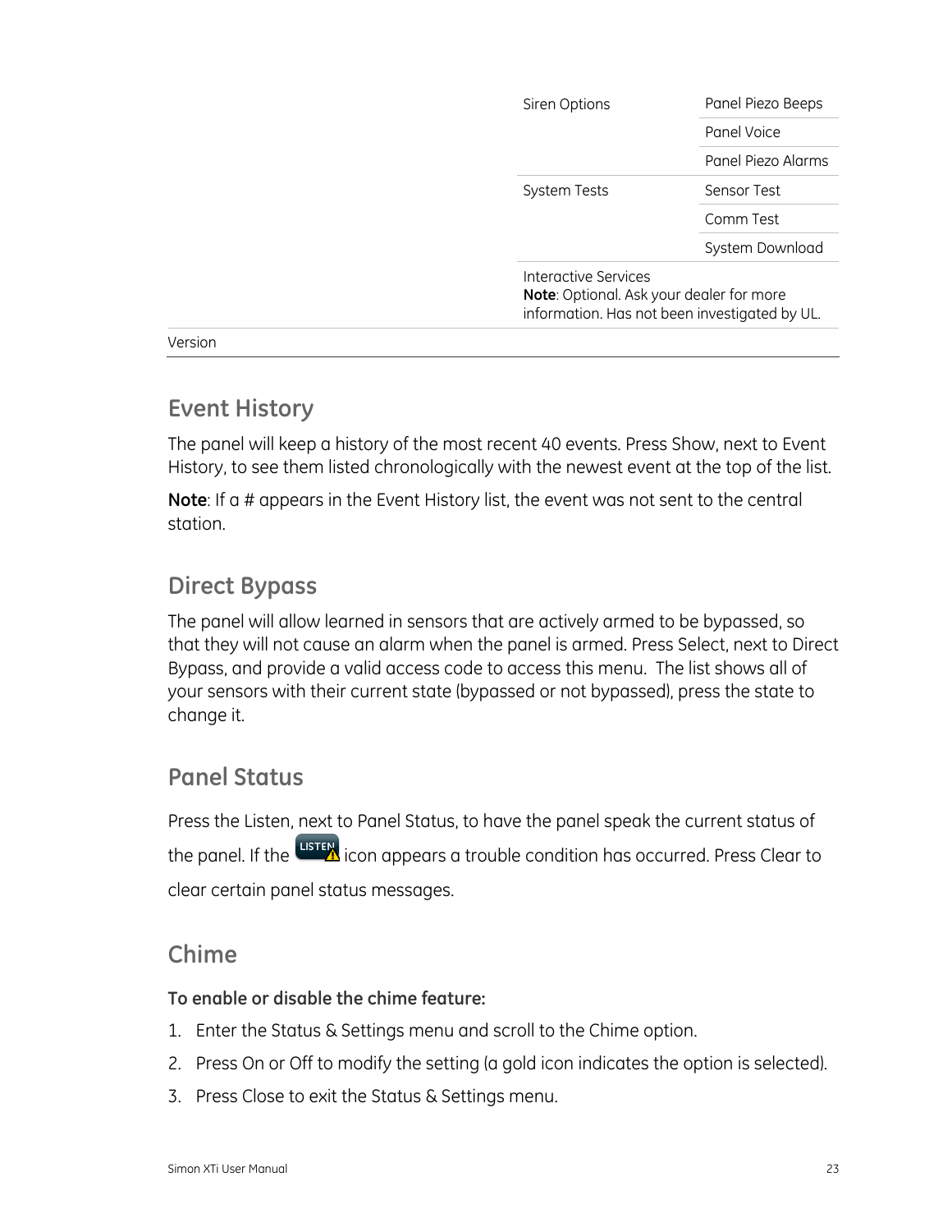| | | |
|---|---|---|
| | Siren Options | Panel Piezo Beeps |
| | | Panel Voice |
| | | Panel Piezo Alarms |
| | System Tests | Sensor Test |
| | | Comm Test |
| | | System Download |
| | Interactive Services **Note**: Optional. Ask your dealer for more information. Has not been investigated by UL. | |
| Version | | |

## Event History

The panel will keep a history of the most recent 40 events. Press Show, next to Event History, to see them listed chronologically with the newest event at the top of the list.

**Note**: If a # appears in the Event History list, the event was not sent to the central station.

## Direct Bypass

The panel will allow learned in sensors that are actively armed to be bypassed, so that they will not cause an alarm when the panel is armed. Press Select, next to Direct Bypass, and provide a valid access code to access this menu. The list shows all of your sensors with their current state (bypassed or not bypassed), press the state to change it.

## Panel Status

Press the Listen, next to Panel Status, to have the panel speak the current status of the panel. If the LISTEN icon appears a trouble condition has occurred. Press Clear to clear certain panel status messages.

## Chime

**To enable or disable the chime feature:**

1. Enter the Status & Settings menu and scroll to the Chime option.
2. Press On or Off to modify the setting (a gold icon indicates the option is selected).
3. Press Close to exit the Status & Settings menu.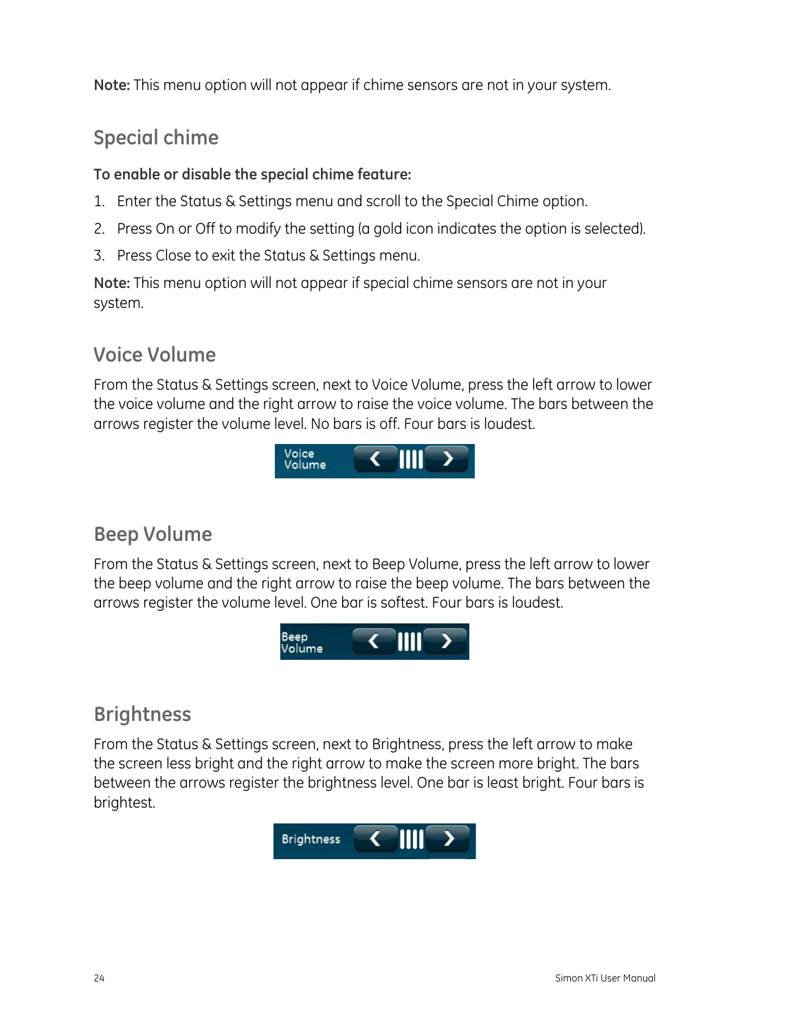**Note:** This menu option will not appear if chime sensors are not in your system.

## Special chime

**To enable or disable the special chime feature:**

1. Enter the Status & Settings menu and scroll to the Special Chime option.
2. Press On or Off to modify the setting (a gold icon indicates the option is selected).
3. Press Close to exit the Status & Settings menu.

**Note:** This menu option will not appear if special chime sensors are not in your system.

## Voice Volume

From the Status & Settings screen, next to Voice Volume, press the left arrow to lower the voice volume and the right arrow to raise the voice volume. The bars between the arrows register the volume level. No bars is off. Four bars is loudest.

## Beep Volume

From the Status & Settings screen, next to Beep Volume, press the left arrow to lower the beep volume and the right arrow to raise the beep volume. The bars between the arrows register the volume level. One bar is softest. Four bars is loudest.

## Brightness

From the Status & Settings screen, next to Brightness, press the left arrow to make the screen less bright and the right arrow to make the screen more bright. The bars between the arrows register the brightness level. One bar is least bright. Four bars is brightest.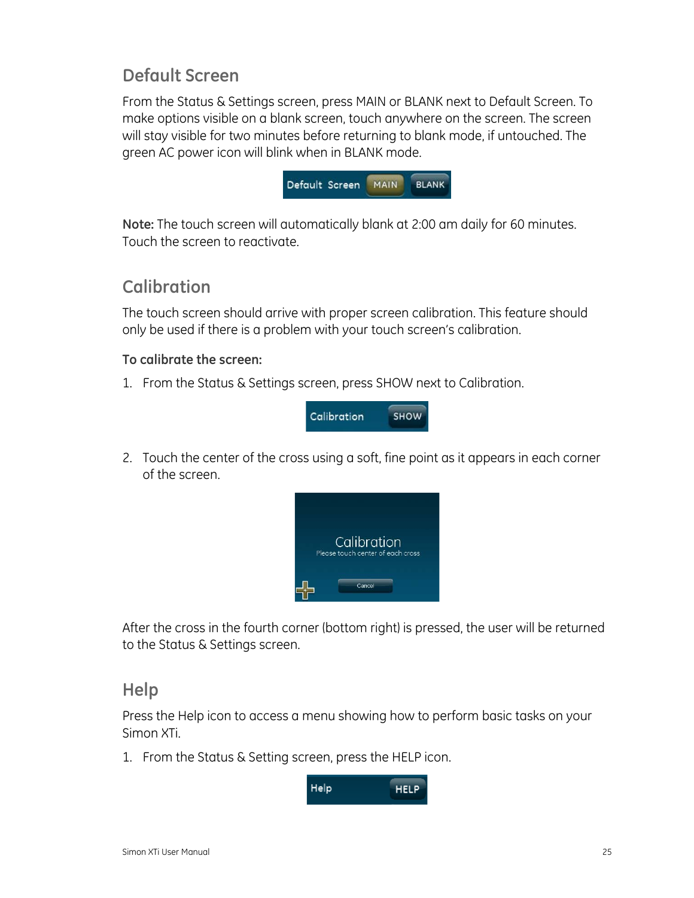## Default Screen

From the Status & Settings screen, press MAIN or BLANK next to Default Screen. To make options visible on a blank screen, touch anywhere on the screen. The screen will stay visible for two minutes before returning to blank mode, if untouched. The green AC power icon will blink when in BLANK mode.

**Note:** The touch screen will automatically blank at 2:00 am daily for 60 minutes. Touch the screen to reactivate.

## Calibration

The touch screen should arrive with proper screen calibration. This feature should only be used if there is a problem with your touch screen's calibration.

**To calibrate the screen:**

1. From the Status & Settings screen, press SHOW next to Calibration.
2. Touch the center of the cross using a soft, fine point as it appears in each corner of the screen.

After the cross in the fourth corner (bottom right) is pressed, the user will be returned to the Status & Settings screen.

## Help

Press the Help icon to access a menu showing how to perform basic tasks on your Simon XTi.

1. From the Status & Setting screen, press the HELP icon.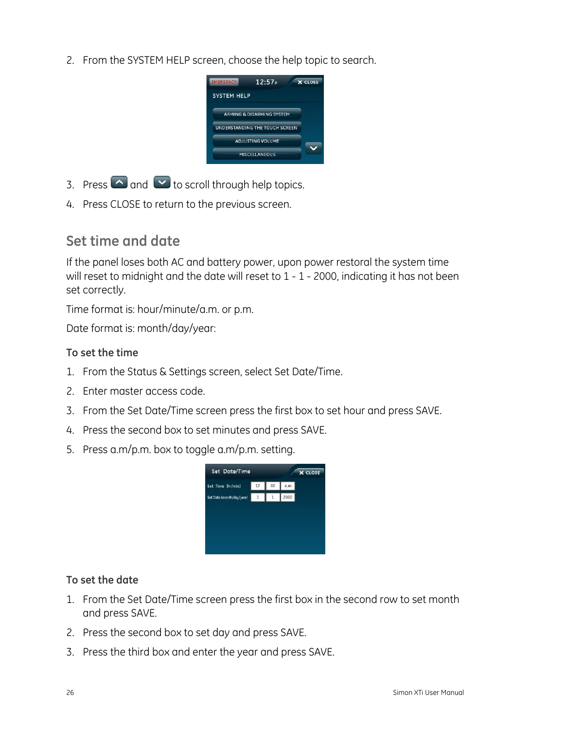2. From the SYSTEM HELP screen, choose the help topic to search.

3. Press and to scroll through help topics.
4. Press CLOSE to return to the previous screen.

## Set time and date

If the panel loses both AC and battery power, upon power restoral the system time will reset to midnight and the date will reset to 1 - 1 - 2000, indicating it has not been set correctly.

Time format is: hour/minute/a.m. or p.m.

Date format is: month/day/year:

### To set the time

1. From the Status & Settings screen, select Set Date/Time.
2. Enter master access code.
3. From the Set Date/Time screen press the first box to set hour and press SAVE.
4. Press the second box to set minutes and press SAVE.
5. Press a.m/p.m. box to toggle a.m/p.m. setting.

### To set the date

1. From the Set Date/Time screen press the first box in the second row to set month and press SAVE.
2. Press the second box to set day and press SAVE.
3. Press the third box and enter the year and press SAVE.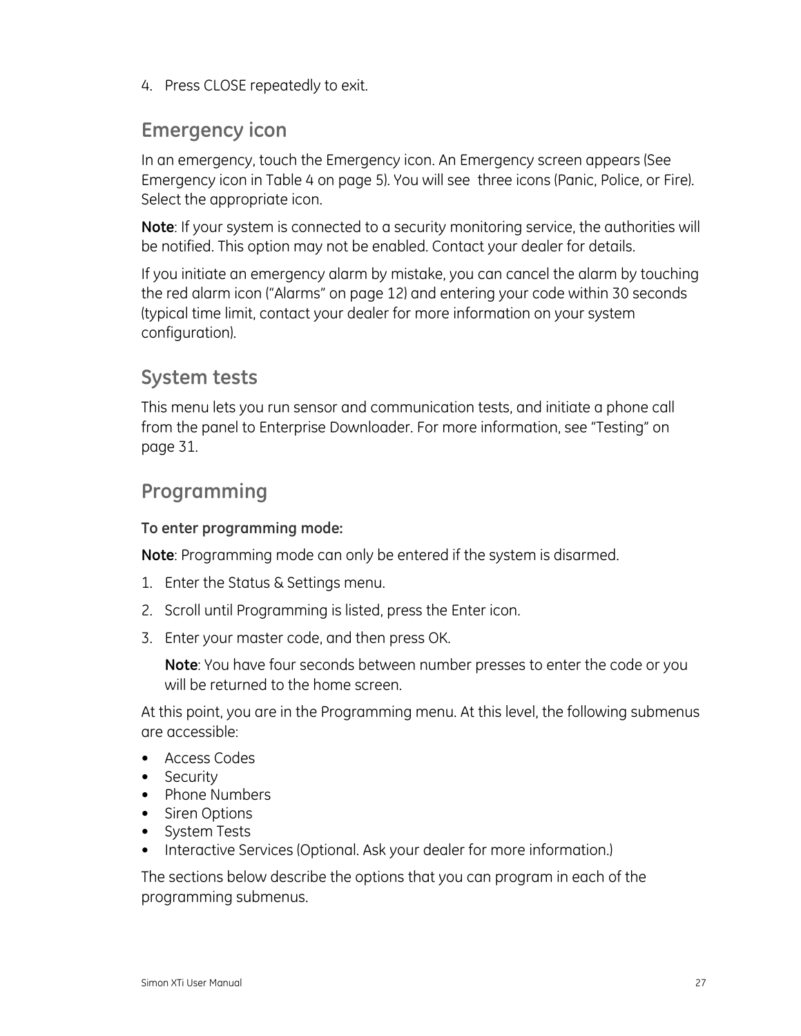4. Press CLOSE repeatedly to exit.

## Emergency icon

In an emergency, touch the Emergency icon. An Emergency screen appears (See Emergency icon in Table 4 on page 5). You will see three icons (Panic, Police, or Fire). Select the appropriate icon.

**Note**: If your system is connected to a security monitoring service, the authorities will be notified. This option may not be enabled. Contact your dealer for details.

If you initiate an emergency alarm by mistake, you can cancel the alarm by touching the red alarm icon ("Alarms" on page 12) and entering your code within 30 seconds (typical time limit, contact your dealer for more information on your system configuration).

## System tests

This menu lets you run sensor and communication tests, and initiate a phone call from the panel to Enterprise Downloader. For more information, see "Testing" on page 31.

## Programming

**To enter programming mode:**

**Note**: Programming mode can only be entered if the system is disarmed.

1. Enter the Status & Settings menu.
2. Scroll until Programming is listed, press the Enter icon.
3. Enter your master code, and then press OK.

   **Note**: You have four seconds between number presses to enter the code or you will be returned to the home screen.

At this point, you are in the Programming menu. At this level, the following submenus are accessible:

- Access Codes
- Security
- Phone Numbers
- Siren Options
- System Tests
- Interactive Services (Optional. Ask your dealer for more information.)

The sections below describe the options that you can program in each of the programming submenus.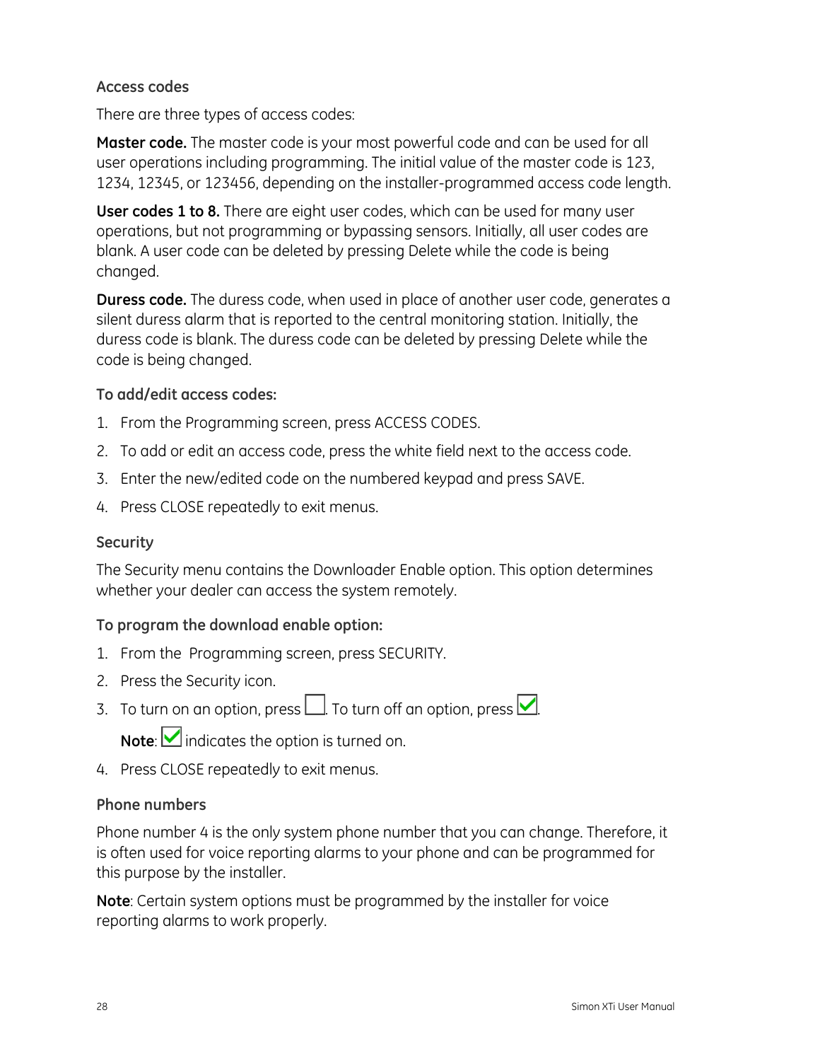### Access codes

There are three types of access codes:

**Master code.** The master code is your most powerful code and can be used for all user operations including programming. The initial value of the master code is 123, 1234, 12345, or 123456, depending on the installer-programmed access code length.

**User codes 1 to 8.** There are eight user codes, which can be used for many user operations, but not programming or bypassing sensors. Initially, all user codes are blank. A user code can be deleted by pressing Delete while the code is being changed.

**Duress code.** The duress code, when used in place of another user code, generates a silent duress alarm that is reported to the central monitoring station. Initially, the duress code is blank. The duress code can be deleted by pressing Delete while the code is being changed.

#### To add/edit access codes:

1. From the Programming screen, press ACCESS CODES.
2. To add or edit an access code, press the white field next to the access code.
3. Enter the new/edited code on the numbered keypad and press SAVE.
4. Press CLOSE repeatedly to exit menus.

### Security

The Security menu contains the Downloader Enable option. This option determines whether your dealer can access the system remotely.

#### To program the download enable option:

1. From the Programming screen, press SECURITY.
2. Press the Security icon.
3. To turn on an option, press ☐. To turn off an option, press ☑.

   **Note**: ☑ indicates the option is turned on.
4. Press CLOSE repeatedly to exit menus.

### Phone numbers

Phone number 4 is the only system phone number that you can change. Therefore, it is often used for voice reporting alarms to your phone and can be programmed for this purpose by the installer.

**Note**: Certain system options must be programmed by the installer for voice reporting alarms to work properly.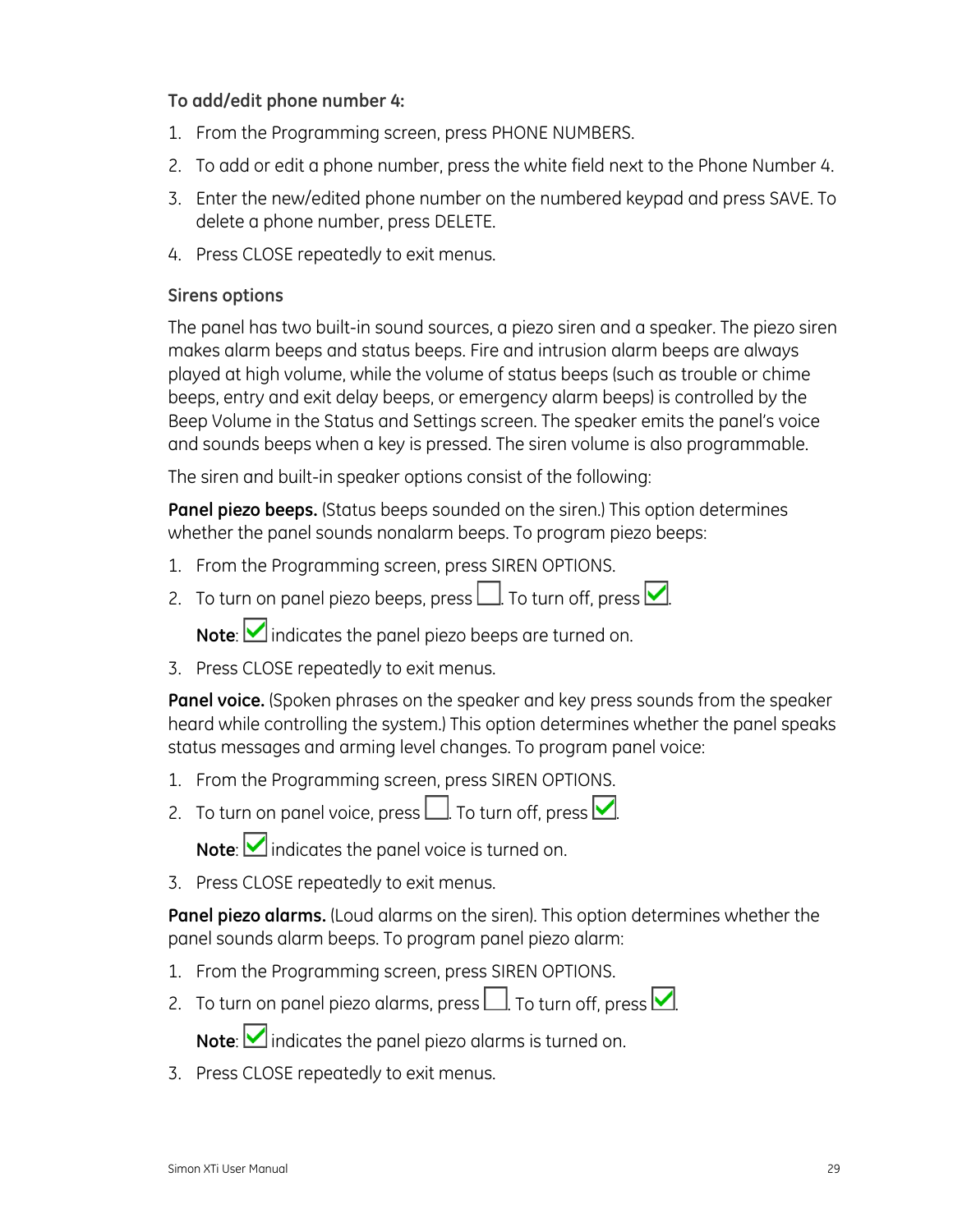**To add/edit phone number 4:**

1. From the Programming screen, press PHONE NUMBERS.
2. To add or edit a phone number, press the white field next to the Phone Number 4.
3. Enter the new/edited phone number on the numbered keypad and press SAVE. To delete a phone number, press DELETE.
4. Press CLOSE repeatedly to exit menus.

### Sirens options

The panel has two built-in sound sources, a piezo siren and a speaker. The piezo siren makes alarm beeps and status beeps. Fire and intrusion alarm beeps are always played at high volume, while the volume of status beeps (such as trouble or chime beeps, entry and exit delay beeps, or emergency alarm beeps) is controlled by the Beep Volume in the Status and Settings screen. The speaker emits the panel's voice and sounds beeps when a key is pressed. The siren volume is also programmable.

The siren and built-in speaker options consist of the following:

**Panel piezo beeps.** (Status beeps sounded on the siren.) This option determines whether the panel sounds nonalarm beeps. To program piezo beeps:

1. From the Programming screen, press SIREN OPTIONS.
2. To turn on panel piezo beeps, press ☐. To turn off, press ☑.

   **Note**: ☑ indicates the panel piezo beeps are turned on.
3. Press CLOSE repeatedly to exit menus.

**Panel voice.** (Spoken phrases on the speaker and key press sounds from the speaker heard while controlling the system.) This option determines whether the panel speaks status messages and arming level changes. To program panel voice:

1. From the Programming screen, press SIREN OPTIONS.
2. To turn on panel voice, press ☐. To turn off, press ☑.

   **Note**: ☑ indicates the panel voice is turned on.
3. Press CLOSE repeatedly to exit menus.

**Panel piezo alarms.** (Loud alarms on the siren). This option determines whether the panel sounds alarm beeps. To program panel piezo alarm:

1. From the Programming screen, press SIREN OPTIONS.
2. To turn on panel piezo alarms, press ☐. To turn off, press ☑.

   **Note**: ☑ indicates the panel piezo alarms is turned on.
3. Press CLOSE repeatedly to exit menus.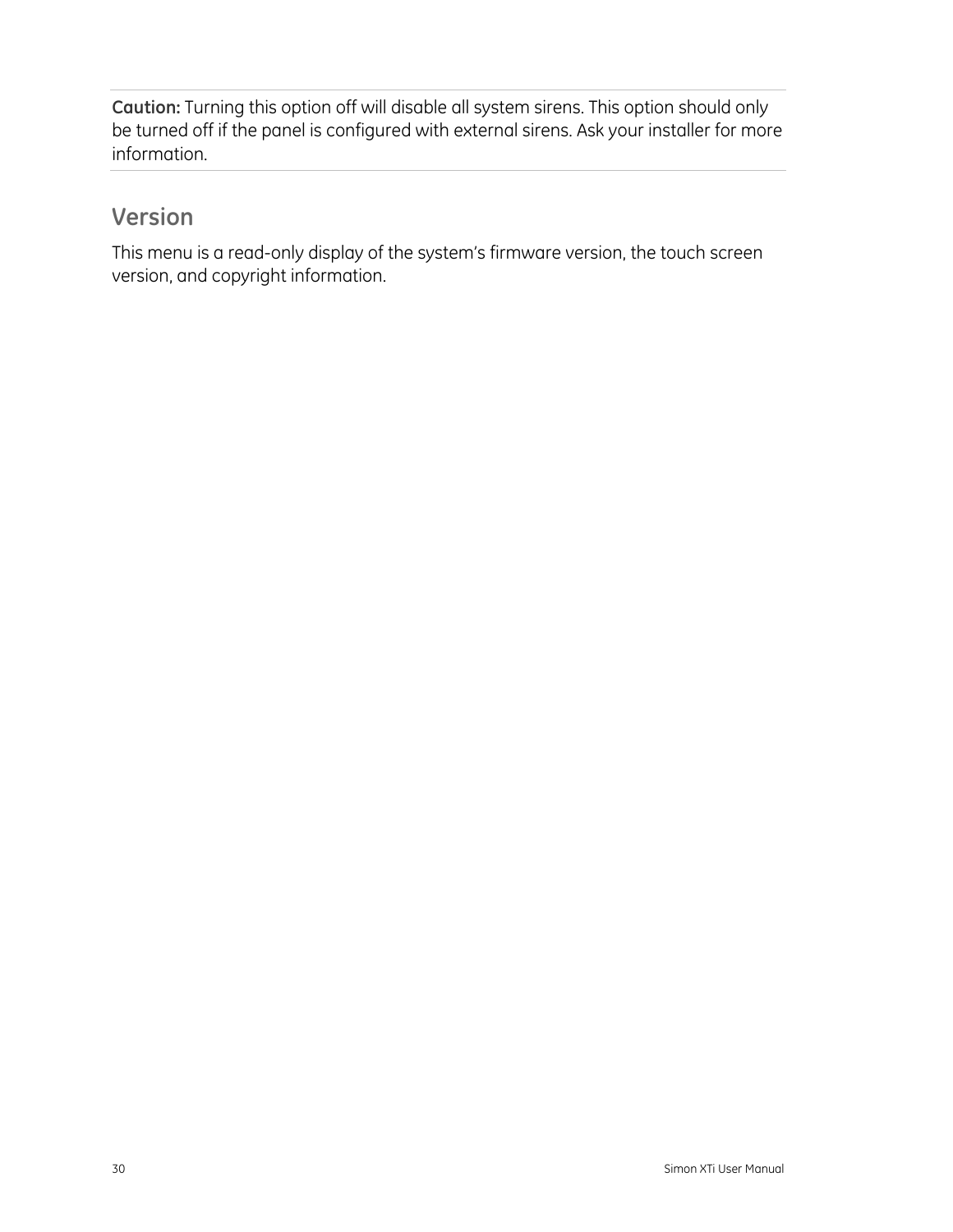**Caution:** Turning this option off will disable all system sirens. This option should only be turned off if the panel is configured with external sirens. Ask your installer for more information.

## Version

This menu is a read-only display of the system's firmware version, the touch screen version, and copyright information.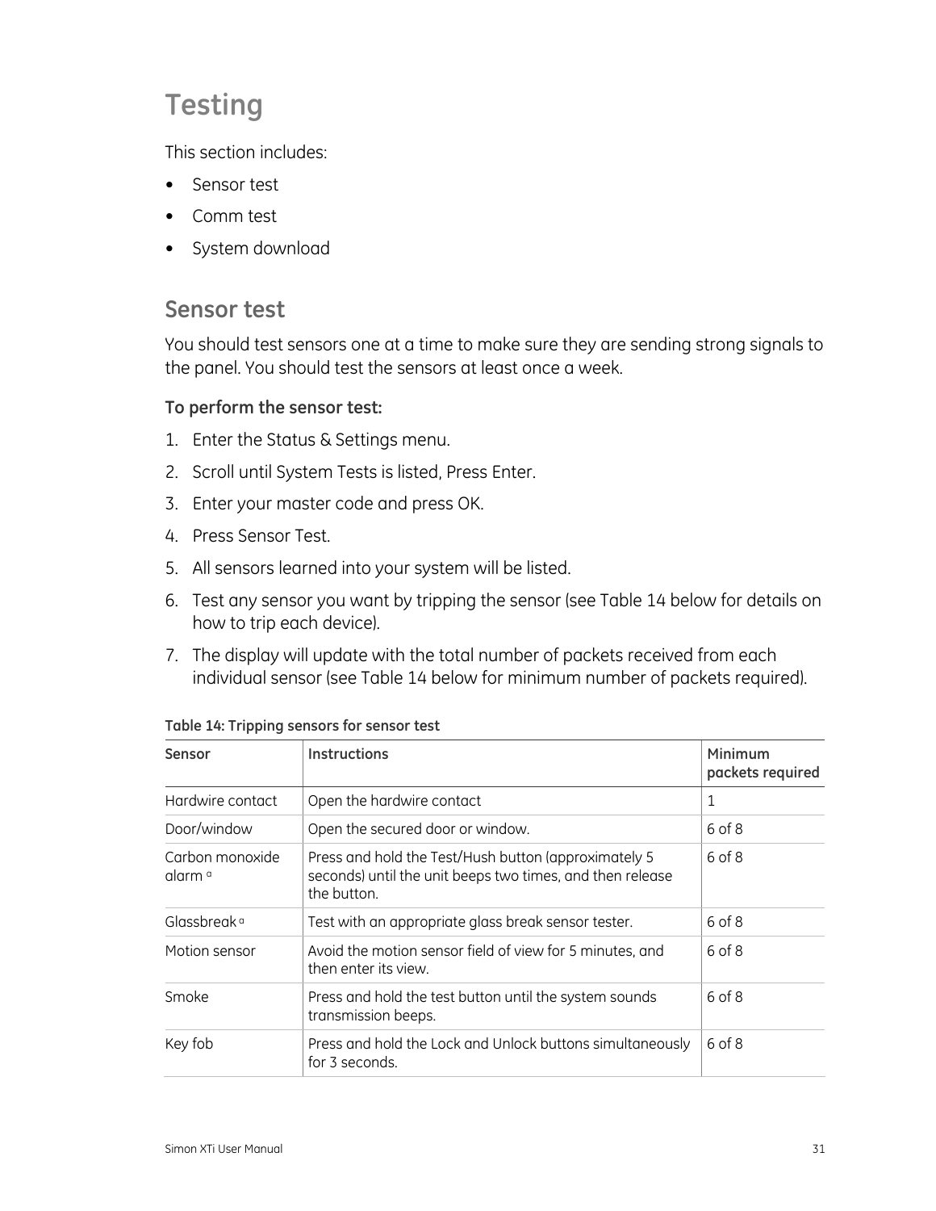# Testing

This section includes:

- Sensor test
- Comm test
- System download

## Sensor test

You should test sensors one at a time to make sure they are sending strong signals to the panel. You should test the sensors at least once a week.

**To perform the sensor test:**

1. Enter the Status & Settings menu.
2. Scroll until System Tests is listed, Press Enter.
3. Enter your master code and press OK.
4. Press Sensor Test.
5. All sensors learned into your system will be listed.
6. Test any sensor you want by tripping the sensor (see Table 14 below for details on how to trip each device).
7. The display will update with the total number of packets received from each individual sensor (see Table 14 below for minimum number of packets required).

**Table 14: Tripping sensors for sensor test**

| Sensor | Instructions | Minimum packets required |
|---|---|---|
| Hardwire contact | Open the hardwire contact | 1 |
| Door/window | Open the secured door or window. | 6 of 8 |
| Carbon monoxide alarm [a] | Press and hold the Test/Hush button (approximately 5 seconds) until the unit beeps two times, and then release the button. | 6 of 8 |
| Glassbreak [a] | Test with an appropriate glass break sensor tester. | 6 of 8 |
| Motion sensor | Avoid the motion sensor field of view for 5 minutes, and then enter its view. | 6 of 8 |
| Smoke | Press and hold the test button until the system sounds transmission beeps. | 6 of 8 |
| Key fob | Press and hold the Lock and Unlock buttons simultaneously for 3 seconds. | 6 of 8 |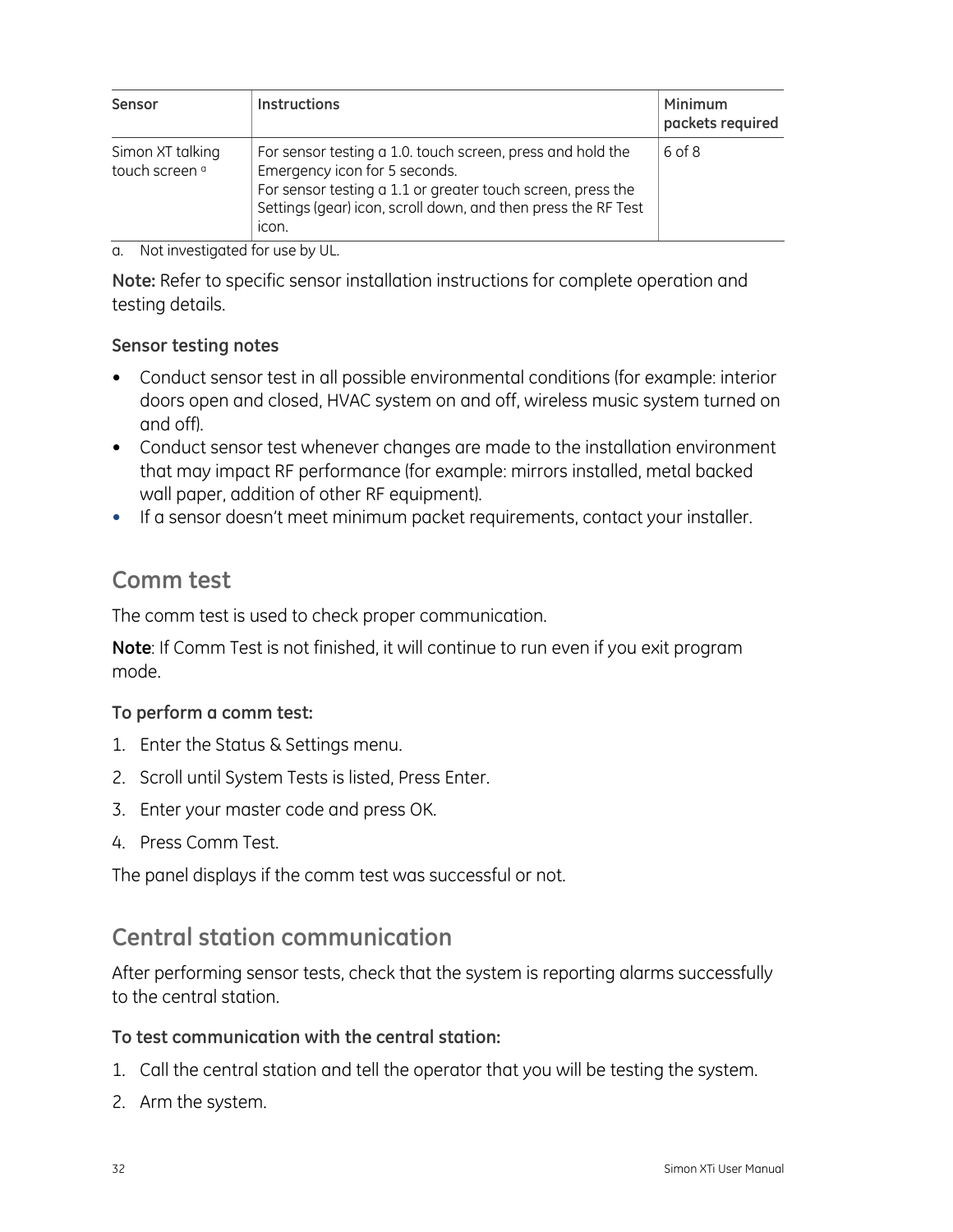| Sensor | Instructions | Minimum packets required |
|---|---|---|
| Simon XT talking touch screen [a] | For sensor testing a 1.0. touch screen, press and hold the Emergency icon for 5 seconds.<br>For sensor testing a 1.1 or greater touch screen, press the Settings (gear) icon, scroll down, and then press the RF Test icon. | 6 of 8 |

a. Not investigated for use by UL.

**Note:** Refer to specific sensor installation instructions for complete operation and testing details.

**Sensor testing notes**

- Conduct sensor test in all possible environmental conditions (for example: interior doors open and closed, HVAC system on and off, wireless music system turned on and off).
- Conduct sensor test whenever changes are made to the installation environment that may impact RF performance (for example: mirrors installed, metal backed wall paper, addition of other RF equipment).
- If a sensor doesn't meet minimum packet requirements, contact your installer.

## Comm test

The comm test is used to check proper communication.

**Note**: If Comm Test is not finished, it will continue to run even if you exit program mode.

**To perform a comm test:**

1. Enter the Status & Settings menu.
2. Scroll until System Tests is listed, Press Enter.
3. Enter your master code and press OK.
4. Press Comm Test.

The panel displays if the comm test was successful or not.

## Central station communication

After performing sensor tests, check that the system is reporting alarms successfully to the central station.

**To test communication with the central station:**

1. Call the central station and tell the operator that you will be testing the system.
2. Arm the system.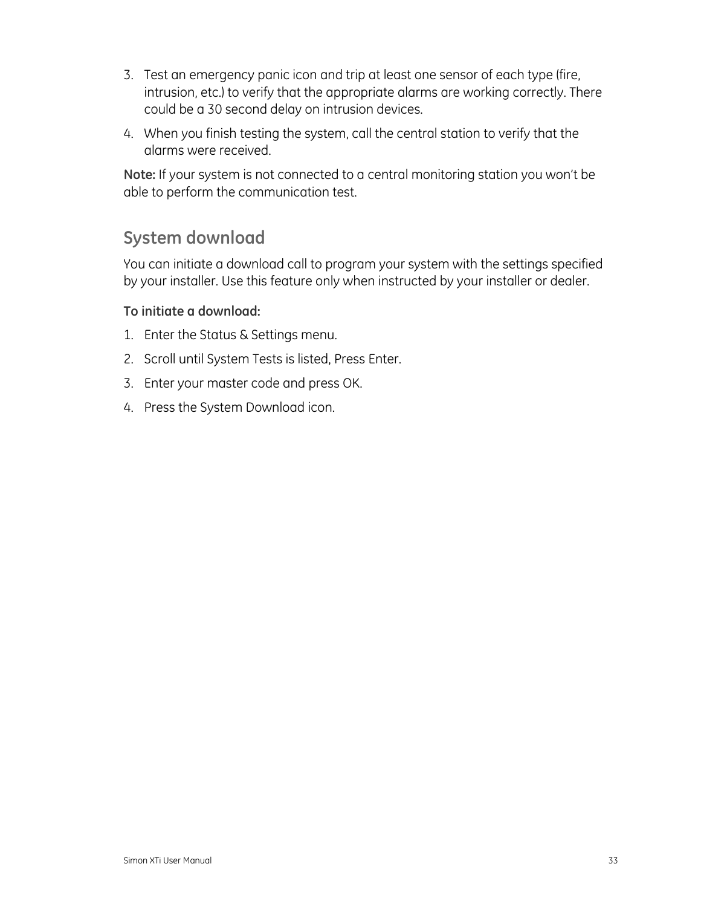3. Test an emergency panic icon and trip at least one sensor of each type (fire, intrusion, etc.) to verify that the appropriate alarms are working correctly. There could be a 30 second delay on intrusion devices.
4. When you finish testing the system, call the central station to verify that the alarms were received.

**Note:** If your system is not connected to a central monitoring station you won't be able to perform the communication test.

## System download

You can initiate a download call to program your system with the settings specified by your installer. Use this feature only when instructed by your installer or dealer.

**To initiate a download:**

1. Enter the Status & Settings menu.
2. Scroll until System Tests is listed, Press Enter.
3. Enter your master code and press OK.
4. Press the System Download icon.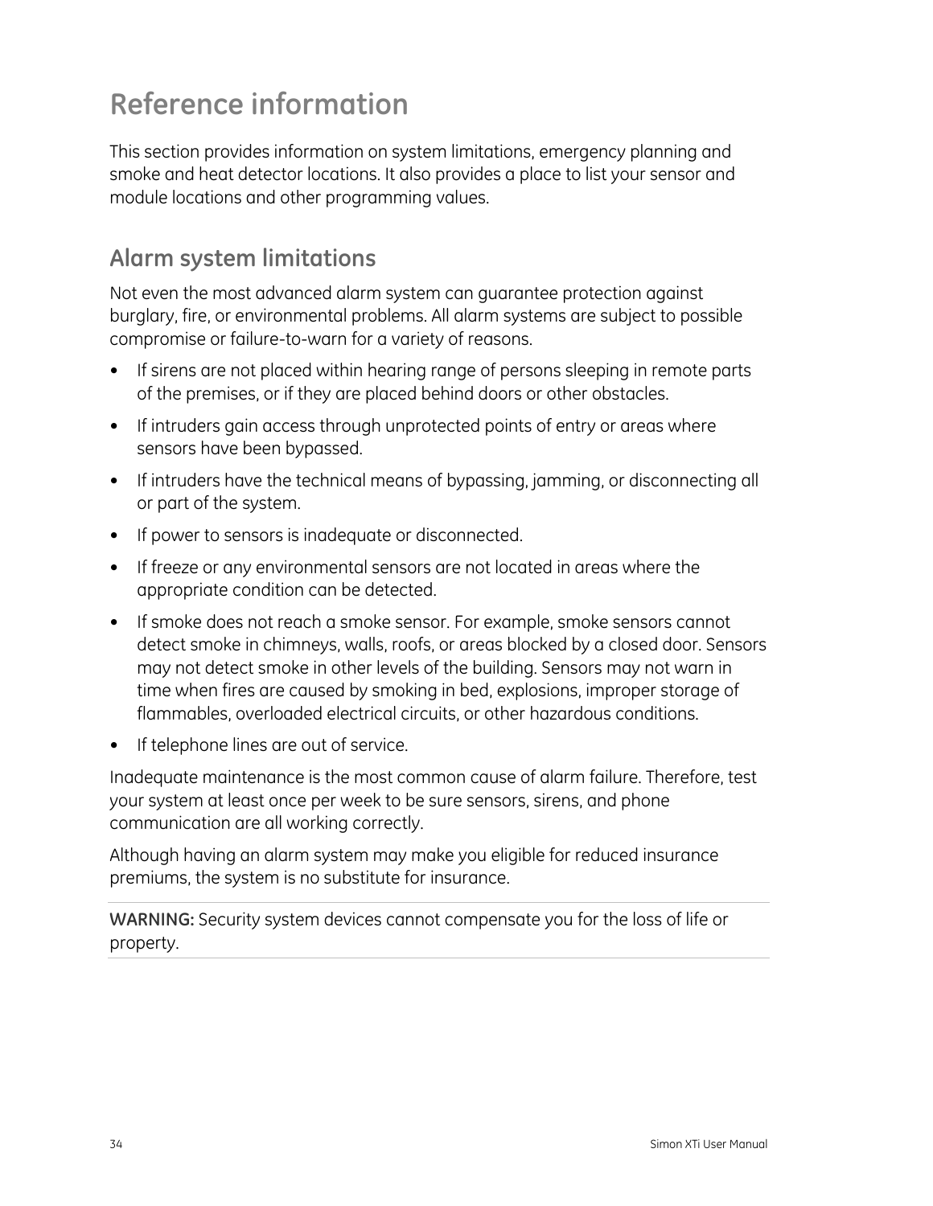# Reference information

This section provides information on system limitations, emergency planning and smoke and heat detector locations. It also provides a place to list your sensor and module locations and other programming values.

## Alarm system limitations

Not even the most advanced alarm system can guarantee protection against burglary, fire, or environmental problems. All alarm systems are subject to possible compromise or failure-to-warn for a variety of reasons.

- If sirens are not placed within hearing range of persons sleeping in remote parts of the premises, or if they are placed behind doors or other obstacles.
- If intruders gain access through unprotected points of entry or areas where sensors have been bypassed.
- If intruders have the technical means of bypassing, jamming, or disconnecting all or part of the system.
- If power to sensors is inadequate or disconnected.
- If freeze or any environmental sensors are not located in areas where the appropriate condition can be detected.
- If smoke does not reach a smoke sensor. For example, smoke sensors cannot detect smoke in chimneys, walls, roofs, or areas blocked by a closed door. Sensors may not detect smoke in other levels of the building. Sensors may not warn in time when fires are caused by smoking in bed, explosions, improper storage of flammables, overloaded electrical circuits, or other hazardous conditions.
- If telephone lines are out of service.

Inadequate maintenance is the most common cause of alarm failure. Therefore, test your system at least once per week to be sure sensors, sirens, and phone communication are all working correctly.

Although having an alarm system may make you eligible for reduced insurance premiums, the system is no substitute for insurance.

**WARNING:** Security system devices cannot compensate you for the loss of life or property.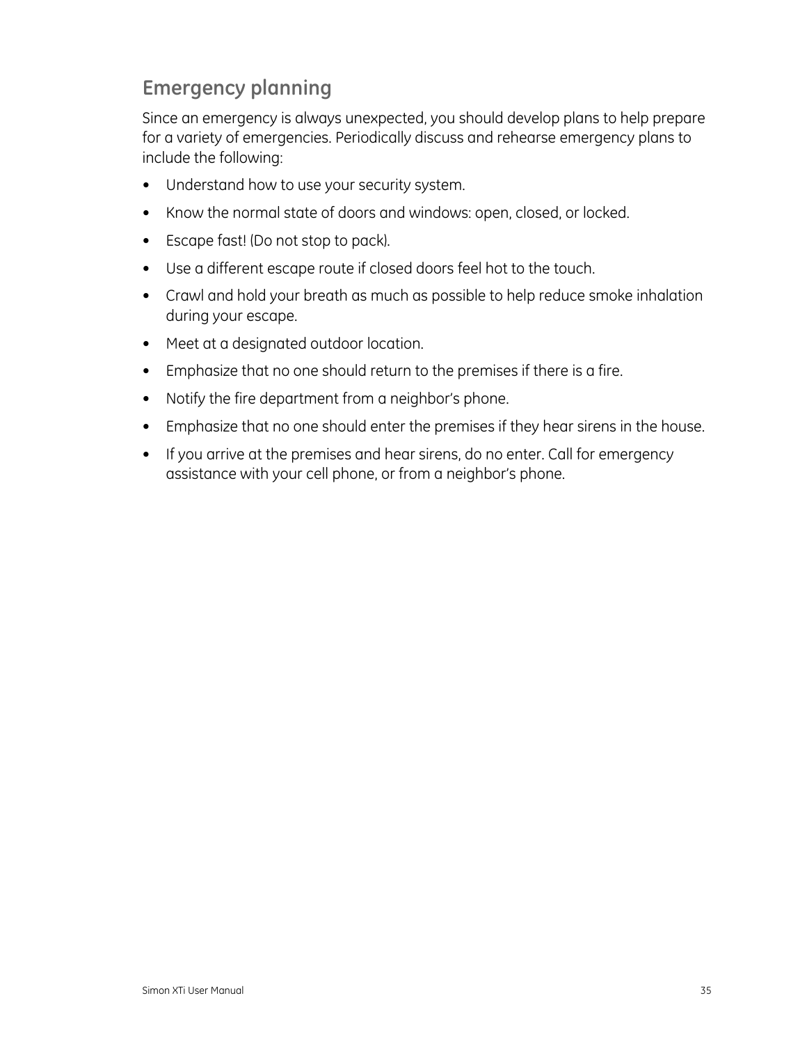## Emergency planning

Since an emergency is always unexpected, you should develop plans to help prepare for a variety of emergencies. Periodically discuss and rehearse emergency plans to include the following:

- Understand how to use your security system.
- Know the normal state of doors and windows: open, closed, or locked.
- Escape fast! (Do not stop to pack).
- Use a different escape route if closed doors feel hot to the touch.
- Crawl and hold your breath as much as possible to help reduce smoke inhalation during your escape.
- Meet at a designated outdoor location.
- Emphasize that no one should return to the premises if there is a fire.
- Notify the fire department from a neighbor's phone.
- Emphasize that no one should enter the premises if they hear sirens in the house.
- If you arrive at the premises and hear sirens, do no enter. Call for emergency assistance with your cell phone, or from a neighbor's phone.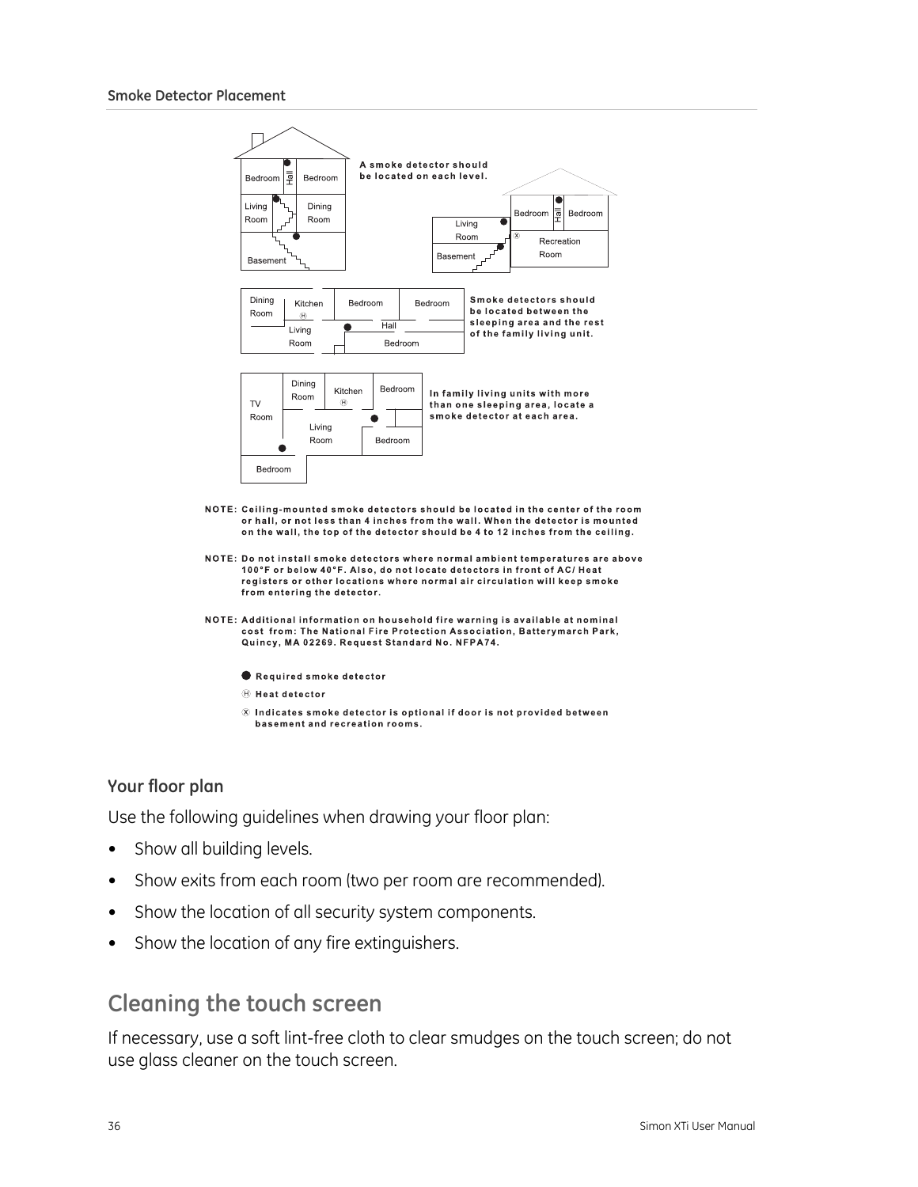### Smoke Detector Placement

A smoke detector should be located on each level.

Smoke detectors should be located between the sleeping area and the rest of the family living unit.

In family living units with more than one sleeping area, locate a smoke detector at each area.

NOTE: Ceiling-mounted smoke detectors should be located in the center of the room or hall, or not less than 4 inches from the wall. When the detector is mounted on the wall, the top of the detector should be 4 to 12 inches from the ceiling.

NOTE: Do not install smoke detectors where normal ambient temperatures are above 100°F or below 40°F. Also, do not locate detectors in front of AC/ Heat registers or other locations where normal air circulation will keep smoke from entering the detector.

NOTE: Additional information on household fire warning is available at nominal cost from: The National Fire Protection Association, Batterymarch Park, Quincy, MA 02269. Request Standard No. NFPA74.

● Required smoke detector

Ⓗ Heat detector

Ⓧ Indicates smoke detector is optional if door is not provided between basement and recreation rooms.

### Your floor plan

Use the following guidelines when drawing your floor plan:

- Show all building levels.
- Show exits from each room (two per room are recommended).
- Show the location of all security system components.
- Show the location of any fire extinguishers.

## Cleaning the touch screen

If necessary, use a soft lint-free cloth to clear smudges on the touch screen; do not use glass cleaner on the touch screen.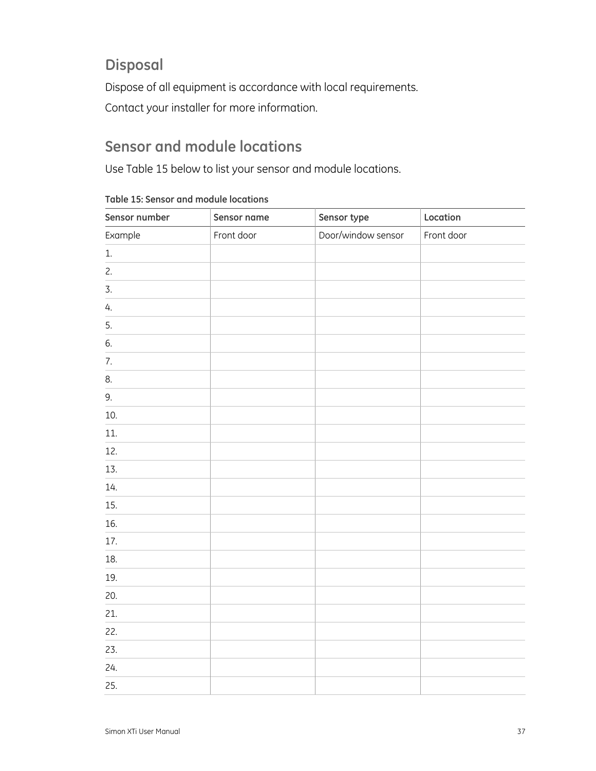## Disposal

Dispose of all equipment is accordance with local requirements.

Contact your installer for more information.

## Sensor and module locations

Use Table 15 below to list your sensor and module locations.

**Table 15: Sensor and module locations**

| Sensor number | Sensor name | Sensor type | Location |
|---|---|---|---|
| Example | Front door | Door/window sensor | Front door |
| 1. | | | |
| 2. | | | |
| 3. | | | |
| 4. | | | |
| 5. | | | |
| 6. | | | |
| 7. | | | |
| 8. | | | |
| 9. | | | |
| 10. | | | |
| 11. | | | |
| 12. | | | |
| 13. | | | |
| 14. | | | |
| 15. | | | |
| 16. | | | |
| 17. | | | |
| 18. | | | |
| 19. | | | |
| 20. | | | |
| 21. | | | |
| 22. | | | |
| 23. | | | |
| 24. | | | |
| 25. | | | |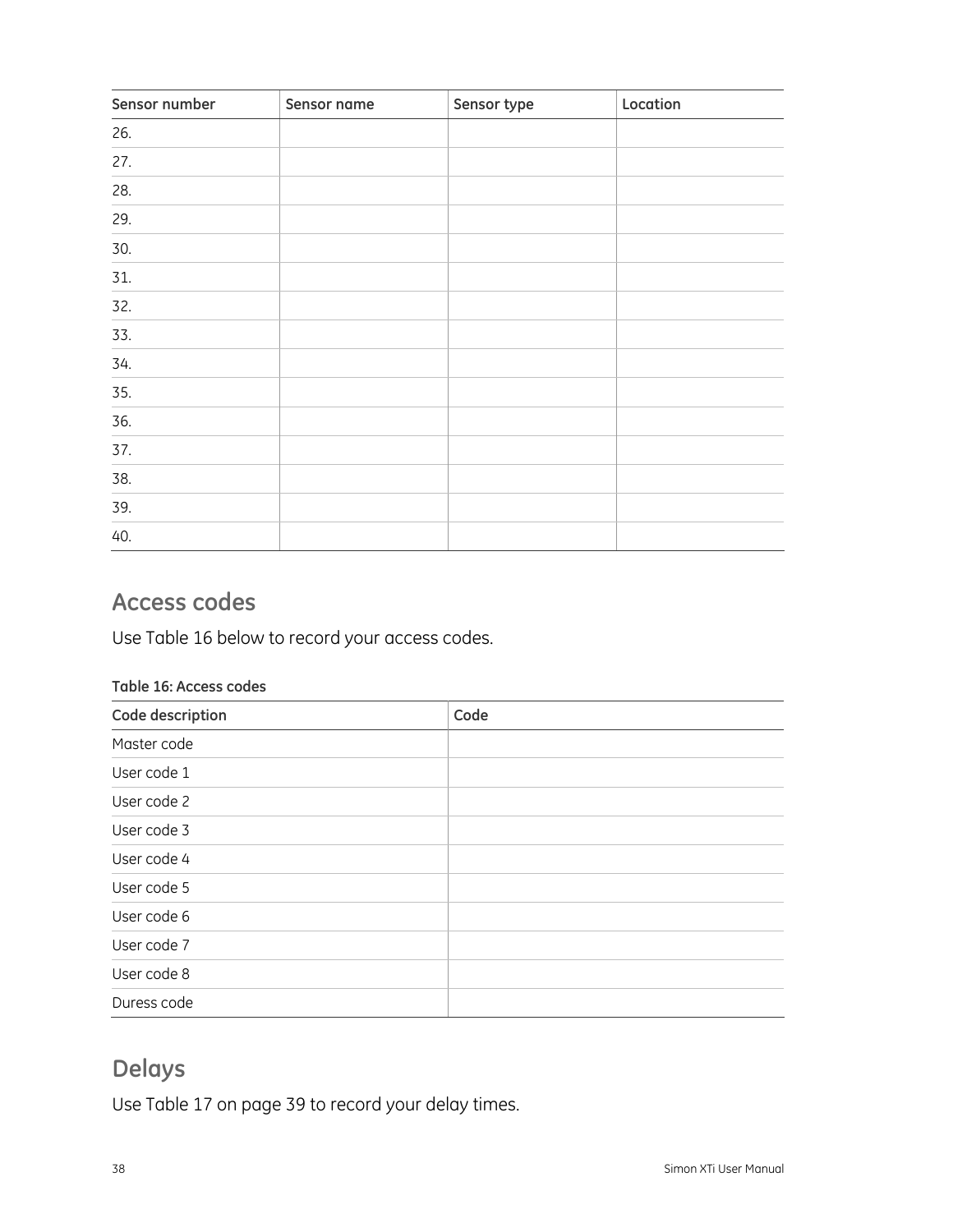| Sensor number | Sensor name | Sensor type | Location |
| --- | --- | --- | --- |
| 26. | | | |
| 27. | | | |
| 28. | | | |
| 29. | | | |
| 30. | | | |
| 31. | | | |
| 32. | | | |
| 33. | | | |
| 34. | | | |
| 35. | | | |
| 36. | | | |
| 37. | | | |
| 38. | | | |
| 39. | | | |
| 40. | | | |

## Access codes

Use Table 16 below to record your access codes.

**Table 16: Access codes**

| Code description | Code |
| --- | --- |
| Master code | |
| User code 1 | |
| User code 2 | |
| User code 3 | |
| User code 4 | |
| User code 5 | |
| User code 6 | |
| User code 7 | |
| User code 8 | |
| Duress code | |

## Delays

Use Table 17 on page 39 to record your delay times.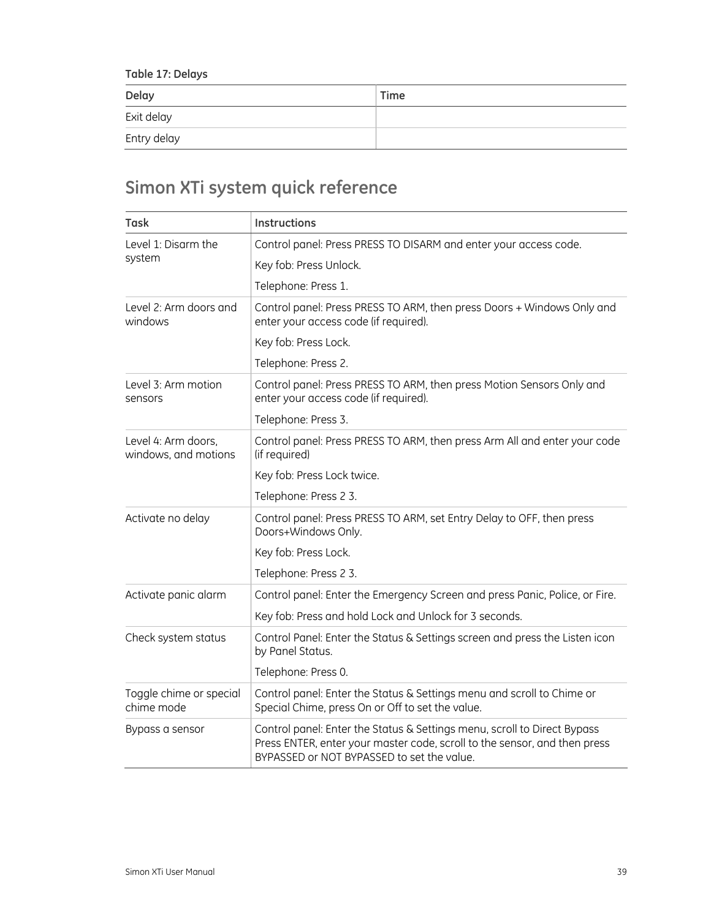**Table 17: Delays**

| Delay | Time |
|---|---|
| Exit delay | |
| Entry delay | |

## Simon XTi system quick reference

| Task | Instructions |
|---|---|
| Level 1: Disarm the system | Control panel: Press PRESS TO DISARM and enter your access code. |
| | Key fob: Press Unlock. |
| | Telephone: Press 1. |
| Level 2: Arm doors and windows | Control panel: Press PRESS TO ARM, then press Doors + Windows Only and enter your access code (if required). |
| | Key fob: Press Lock. |
| | Telephone: Press 2. |
| Level 3: Arm motion sensors | Control panel: Press PRESS TO ARM, then press Motion Sensors Only and enter your access code (if required). |
| | Telephone: Press 3. |
| Level 4: Arm doors, windows, and motions | Control panel: Press PRESS TO ARM, then press Arm All and enter your code (if required) |
| | Key fob: Press Lock twice. |
| | Telephone: Press 2 3. |
| Activate no delay | Control panel: Press PRESS TO ARM, set Entry Delay to OFF, then press Doors+Windows Only. |
| | Key fob: Press Lock. |
| | Telephone: Press 2 3. |
| Activate panic alarm | Control panel: Enter the Emergency Screen and press Panic, Police, or Fire. |
| | Key fob: Press and hold Lock and Unlock for 3 seconds. |
| Check system status | Control Panel: Enter the Status & Settings screen and press the Listen icon by Panel Status. |
| | Telephone: Press 0. |
| Toggle chime or special chime mode | Control panel: Enter the Status & Settings menu and scroll to Chime or Special Chime, press On or Off to set the value. |
| Bypass a sensor | Control panel: Enter the Status & Settings menu, scroll to Direct Bypass Press ENTER, enter your master code, scroll to the sensor, and then press BYPASSED or NOT BYPASSED to set the value. |